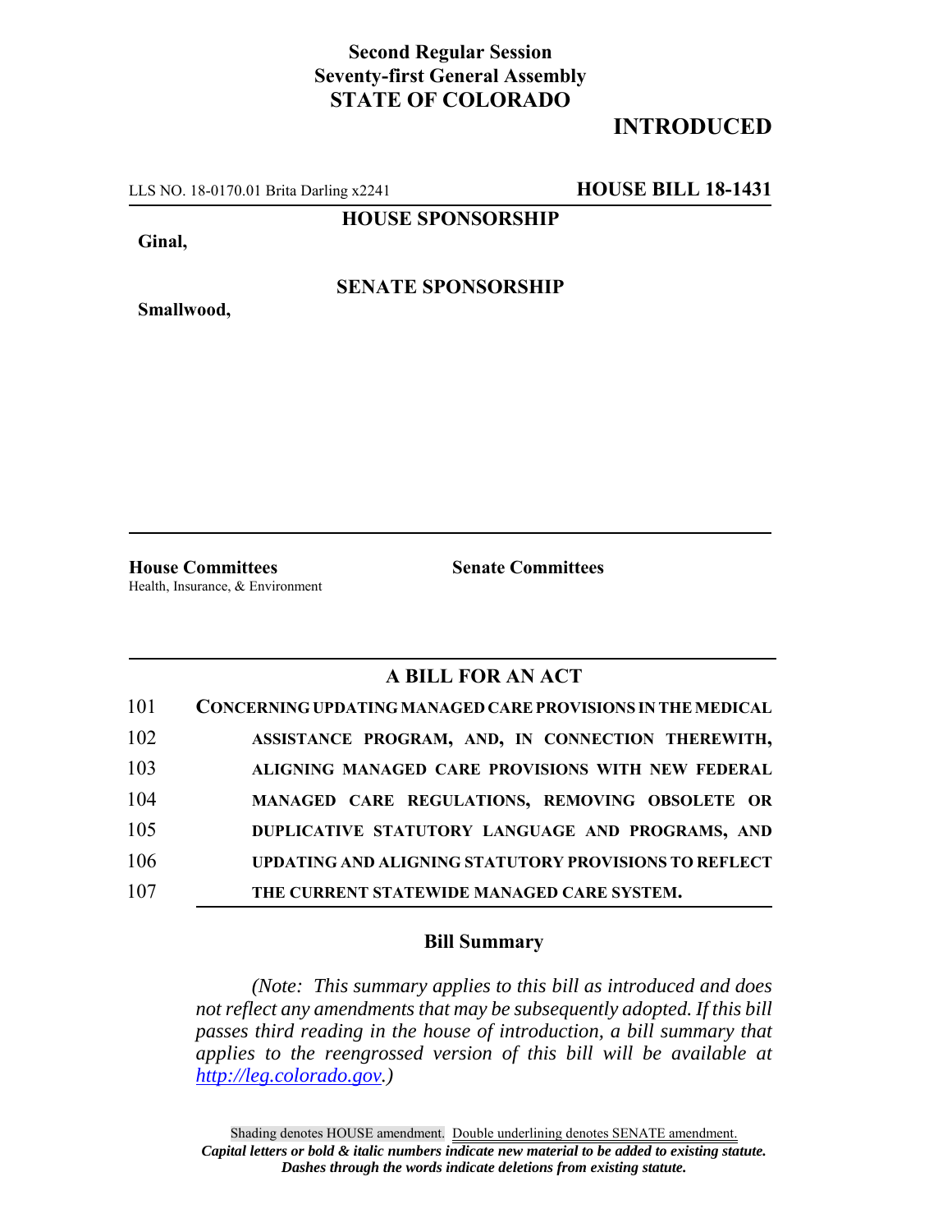**Second Regular Session**
**Seventy-first General Assembly**
**STATE OF COLORADO**

# INTRODUCED

LLS NO. 18-0170.01 Brita Darling x2241 **HOUSE BILL 18-1431**

**HOUSE SPONSORSHIP**

**Ginal,**

**SENATE SPONSORSHIP**

**Smallwood,**

**House Committees**
Health, Insurance, & Environment

**Senate Committees**

## A BILL FOR AN ACT

101 **CONCERNING UPDATING MANAGED CARE PROVISIONS IN THE MEDICAL**
102 **ASSISTANCE PROGRAM, AND, IN CONNECTION THEREWITH,**
103 **ALIGNING MANAGED CARE PROVISIONS WITH NEW FEDERAL**
104 **MANAGED CARE REGULATIONS, REMOVING OBSOLETE OR**
105 **DUPLICATIVE STATUTORY LANGUAGE AND PROGRAMS, AND**
106 **UPDATING AND ALIGNING STATUTORY PROVISIONS TO REFLECT**
107 **THE CURRENT STATEWIDE MANAGED CARE SYSTEM.**

### Bill Summary

*(Note: This summary applies to this bill as introduced and does not reflect any amendments that may be subsequently adopted. If this bill passes third reading in the house of introduction, a bill summary that applies to the reengrossed version of this bill will be available at http://leg.colorado.gov.)*

Shading denotes HOUSE amendment. Double underlining denotes SENATE amendment.
***Capital letters or bold & italic numbers indicate new material to be added to existing statute.***
***Dashes through the words indicate deletions from existing statute.***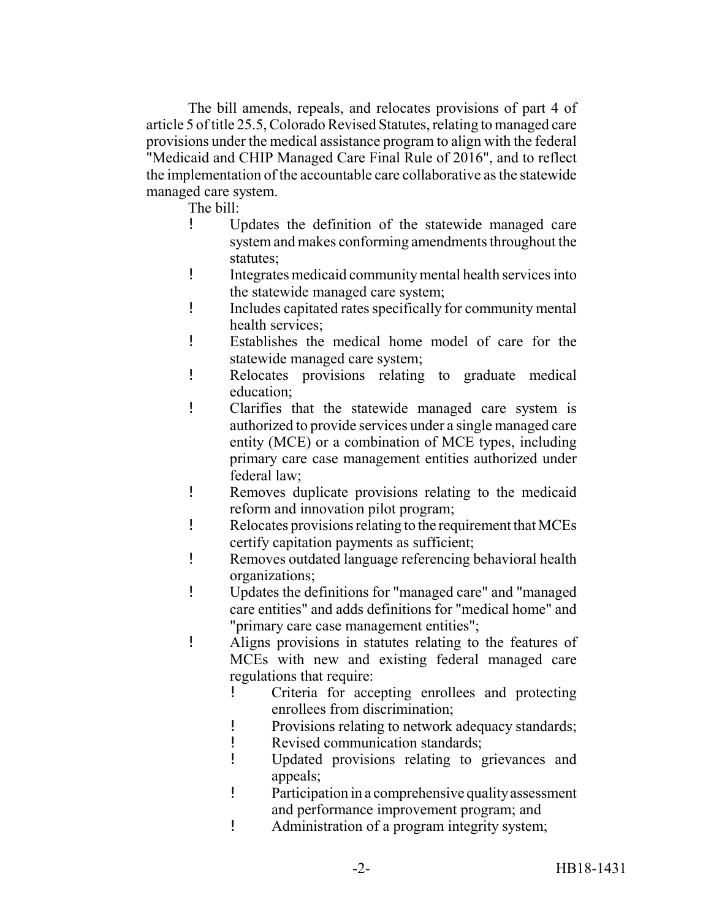The bill amends, repeals, and relocates provisions of part 4 of article 5 of title 25.5, Colorado Revised Statutes, relating to managed care provisions under the medical assistance program to align with the federal "Medicaid and CHIP Managed Care Final Rule of 2016", and to reflect the implementation of the accountable care collaborative as the statewide managed care system.

The bill:

- Updates the definition of the statewide managed care system and makes conforming amendments throughout the statutes;
- Integrates medicaid community mental health services into the statewide managed care system;
- Includes capitated rates specifically for community mental health services;
- Establishes the medical home model of care for the statewide managed care system;
- Relocates provisions relating to graduate medical education;
- Clarifies that the statewide managed care system is authorized to provide services under a single managed care entity (MCE) or a combination of MCE types, including primary care case management entities authorized under federal law;
- Removes duplicate provisions relating to the medicaid reform and innovation pilot program;
- Relocates provisions relating to the requirement that MCEs certify capitation payments as sufficient;
- Removes outdated language referencing behavioral health organizations;
- Updates the definitions for "managed care" and "managed care entities" and adds definitions for "medical home" and "primary care case management entities";
- Aligns provisions in statutes relating to the features of MCEs with new and existing federal managed care regulations that require:
  - Criteria for accepting enrollees and protecting enrollees from discrimination;
  - Provisions relating to network adequacy standards;
  - Revised communication standards;
  - Updated provisions relating to grievances and appeals;
  - Participation in a comprehensive quality assessment and performance improvement program; and
  - Administration of a program integrity system;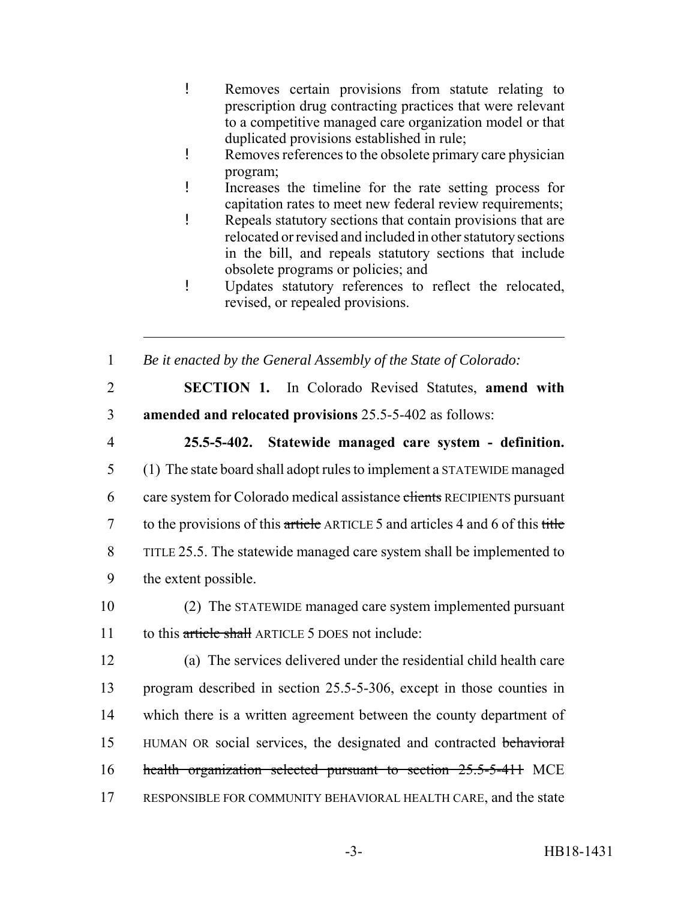- Removes certain provisions from statute relating to prescription drug contracting practices that were relevant to a competitive managed care organization model or that duplicated provisions established in rule;
- Removes references to the obsolete primary care physician program;
- Increases the timeline for the rate setting process for capitation rates to meet new federal review requirements;
- Repeals statutory sections that contain provisions that are relocated or revised and included in other statutory sections in the bill, and repeals statutory sections that include obsolete programs or policies; and
- Updates statutory references to reflect the relocated, revised, or repealed provisions.

---

1 *Be it enacted by the General Assembly of the State of Colorado:*

2 **SECTION 1.** In Colorado Revised Statutes, **amend with**
3 **amended and relocated provisions** 25.5-5-402 as follows:

4 **25.5-5-402. Statewide managed care system - definition.**
5 (1) The state board shall adopt rules to implement a STATEWIDE managed
6 care system for Colorado medical assistance ~~clients~~ RECIPIENTS pursuant
7 to the provisions of this ~~article~~ ARTICLE 5 and articles 4 and 6 of this ~~title~~
8 TITLE 25.5. The statewide managed care system shall be implemented to
9 the extent possible.

10 (2) The STATEWIDE managed care system implemented pursuant
11 to this ~~article shall~~ ARTICLE 5 DOES not include:

12 (a) The services delivered under the residential child health care
13 program described in section 25.5-5-306, except in those counties in
14 which there is a written agreement between the county department of
15 HUMAN OR social services, the designated and contracted ~~behavioral~~
16 ~~health organization selected pursuant to section 25.5-5-411~~ MCE
17 RESPONSIBLE FOR COMMUNITY BEHAVIORAL HEALTH CARE, and the state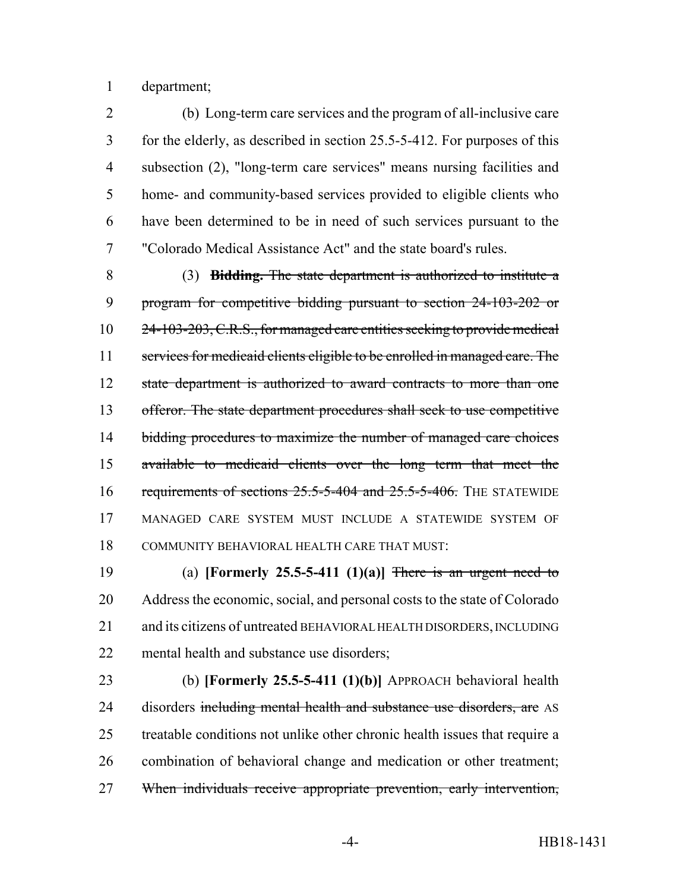department;

(b) Long-term care services and the program of all-inclusive care for the elderly, as described in section 25.5-5-412. For purposes of this subsection (2), "long-term care services" means nursing facilities and home- and community-based services provided to eligible clients who have been determined to be in need of such services pursuant to the "Colorado Medical Assistance Act" and the state board's rules.

(3) **Bidding.** ~~The state department is authorized to institute a program for competitive bidding pursuant to section 24-103-202 or 24-103-203, C.R.S., for managed care entities seeking to provide medical services for medicaid clients eligible to be enrolled in managed care. The state department is authorized to award contracts to more than one offeror. The state department procedures shall seek to use competitive bidding procedures to maximize the number of managed care choices available to medicaid clients over the long term that meet the requirements of sections 25.5-5-404 and 25.5-5-406.~~ THE STATEWIDE MANAGED CARE SYSTEM MUST INCLUDE A STATEWIDE SYSTEM OF COMMUNITY BEHAVIORAL HEALTH CARE THAT MUST:

(a) **[Formerly 25.5-5-411 (1)(a)]** ~~There is an urgent need to~~ Address the economic, social, and personal costs to the state of Colorado and its citizens of untreated BEHAVIORAL HEALTH DISORDERS, INCLUDING mental health and substance use disorders;

(b) **[Formerly 25.5-5-411 (1)(b)]** APPROACH behavioral health disorders ~~including mental health and substance use disorders, are~~ AS treatable conditions not unlike other chronic health issues that require a combination of behavioral change and medication or other treatment; ~~When individuals receive appropriate prevention, early intervention,~~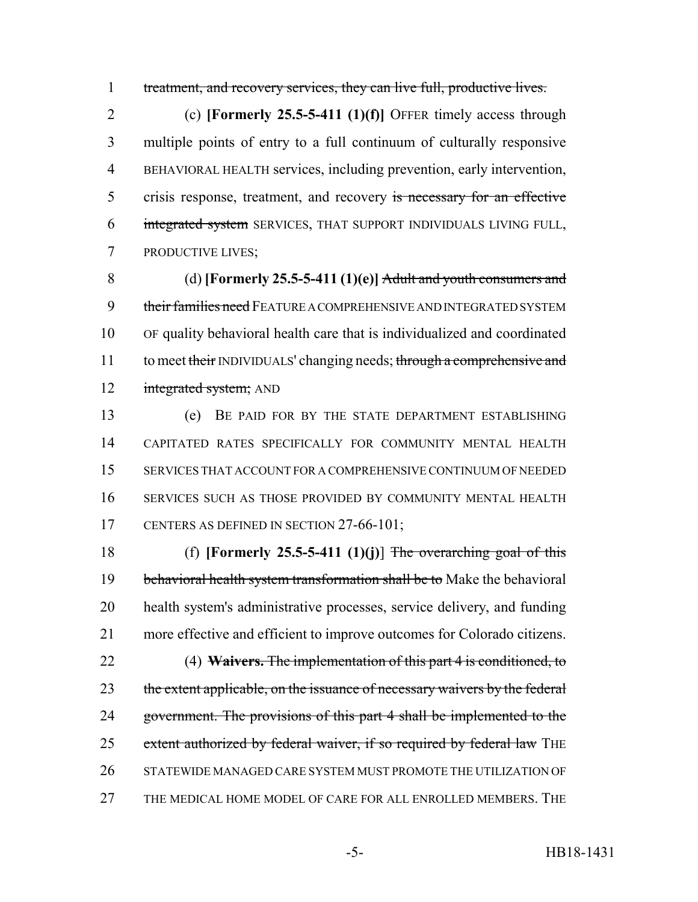treatment, and recovery services, they can live full, productive lives.

(c) **[Formerly 25.5-5-411 (1)(f)]** OFFER timely access through multiple points of entry to a full continuum of culturally responsive BEHAVIORAL HEALTH services, including prevention, early intervention, crisis response, treatment, and recovery is necessary for an effective integrated system SERVICES, THAT SUPPORT INDIVIDUALS LIVING FULL, PRODUCTIVE LIVES;

(d) **[Formerly 25.5-5-411 (1)(e)]** Adult and youth consumers and their families need FEATURE A COMPREHENSIVE AND INTEGRATED SYSTEM OF quality behavioral health care that is individualized and coordinated to meet their INDIVIDUALS' changing needs; through a comprehensive and integrated system; AND

(e) BE PAID FOR BY THE STATE DEPARTMENT ESTABLISHING CAPITATED RATES SPECIFICALLY FOR COMMUNITY MENTAL HEALTH SERVICES THAT ACCOUNT FOR A COMPREHENSIVE CONTINUUM OF NEEDED SERVICES SUCH AS THOSE PROVIDED BY COMMUNITY MENTAL HEALTH CENTERS AS DEFINED IN SECTION 27-66-101;

(f) **[Formerly 25.5-5-411 (1)(j)]** The overarching goal of this behavioral health system transformation shall be to Make the behavioral health system's administrative processes, service delivery, and funding more effective and efficient to improve outcomes for Colorado citizens.

(4) **Waivers.** The implementation of this part 4 is conditioned, to the extent applicable, on the issuance of necessary waivers by the federal government. The provisions of this part 4 shall be implemented to the extent authorized by federal waiver, if so required by federal law THE STATEWIDE MANAGED CARE SYSTEM MUST PROMOTE THE UTILIZATION OF THE MEDICAL HOME MODEL OF CARE FOR ALL ENROLLED MEMBERS. THE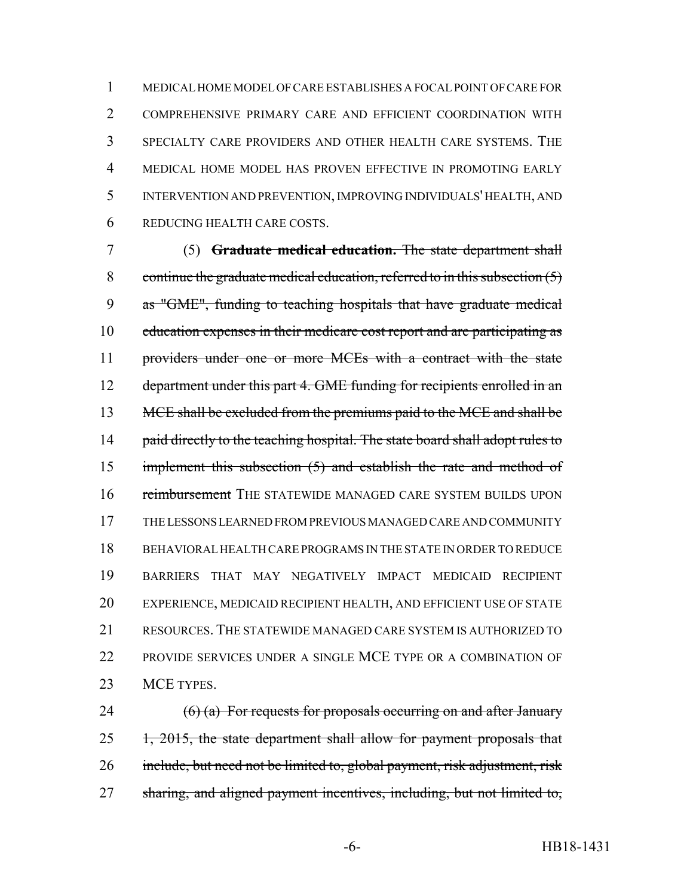MEDICAL HOME MODEL OF CARE ESTABLISHES A FOCAL POINT OF CARE FOR COMPREHENSIVE PRIMARY CARE AND EFFICIENT COORDINATION WITH SPECIALTY CARE PROVIDERS AND OTHER HEALTH CARE SYSTEMS. THE MEDICAL HOME MODEL HAS PROVEN EFFECTIVE IN PROMOTING EARLY INTERVENTION AND PREVENTION, IMPROVING INDIVIDUALS' HEALTH, AND REDUCING HEALTH CARE COSTS.

(5) **Graduate medical education.** ~~The state department shall continue the graduate medical education, referred to in this subsection (5) as "GME", funding to teaching hospitals that have graduate medical education expenses in their medicare cost report and are participating as providers under one or more MCEs with a contract with the state department under this part 4. GME funding for recipients enrolled in an MCE shall be excluded from the premiums paid to the MCE and shall be paid directly to the teaching hospital. The state board shall adopt rules to implement this subsection (5) and establish the rate and method of reimbursement~~ THE STATEWIDE MANAGED CARE SYSTEM BUILDS UPON THE LESSONS LEARNED FROM PREVIOUS MANAGED CARE AND COMMUNITY BEHAVIORAL HEALTH CARE PROGRAMS IN THE STATE IN ORDER TO REDUCE BARRIERS THAT MAY NEGATIVELY IMPACT MEDICAID RECIPIENT EXPERIENCE, MEDICAID RECIPIENT HEALTH, AND EFFICIENT USE OF STATE RESOURCES. THE STATEWIDE MANAGED CARE SYSTEM IS AUTHORIZED TO PROVIDE SERVICES UNDER A SINGLE MCE TYPE OR A COMBINATION OF MCE TYPES.

~~(6) (a) For requests for proposals occurring on and after January 1, 2015, the state department shall allow for payment proposals that include, but need not be limited to, global payment, risk adjustment, risk sharing, and aligned payment incentives, including, but not limited to,~~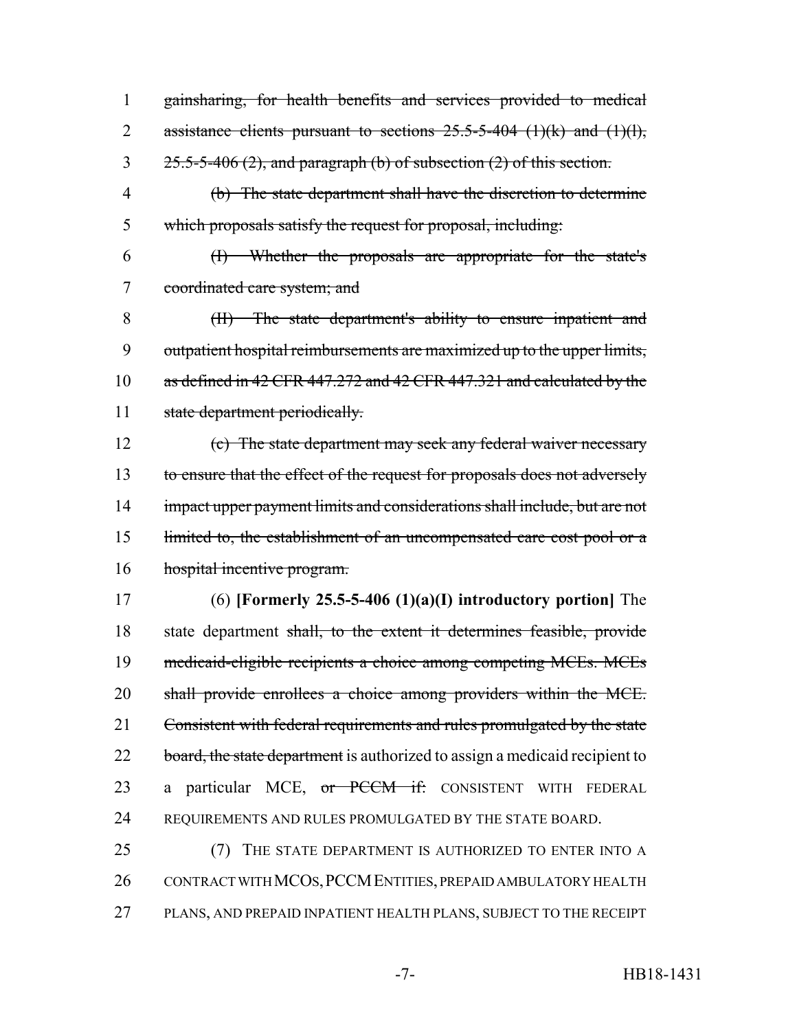gainsharing, for health benefits and services provided to medical assistance clients pursuant to sections 25.5-5-404 (1)(k) and (1)(l), 25.5-5-406 (2), and paragraph (b) of subsection (2) of this section.

(b) The state department shall have the discretion to determine which proposals satisfy the request for proposal, including:

(I) Whether the proposals are appropriate for the state's coordinated care system; and

(II) The state department's ability to ensure inpatient and outpatient hospital reimbursements are maximized up to the upper limits, as defined in 42 CFR 447.272 and 42 CFR 447.321 and calculated by the state department periodically.

(c) The state department may seek any federal waiver necessary to ensure that the effect of the request for proposals does not adversely impact upper payment limits and considerations shall include, but are not limited to, the establishment of an uncompensated care cost pool or a hospital incentive program.

(6) **[Formerly 25.5-5-406 (1)(a)(I) introductory portion]** The state department shall, to the extent it determines feasible, provide medicaid-eligible recipients a choice among competing MCEs. MCEs shall provide enrollees a choice among providers within the MCE. Consistent with federal requirements and rules promulgated by the state board, the state department is authorized to assign a medicaid recipient to a particular MCE, or PCCM if: CONSISTENT WITH FEDERAL REQUIREMENTS AND RULES PROMULGATED BY THE STATE BOARD.

(7) THE STATE DEPARTMENT IS AUTHORIZED TO ENTER INTO A CONTRACT WITH MCOS, PCCM ENTITIES, PREPAID AMBULATORY HEALTH PLANS, AND PREPAID INPATIENT HEALTH PLANS, SUBJECT TO THE RECEIPT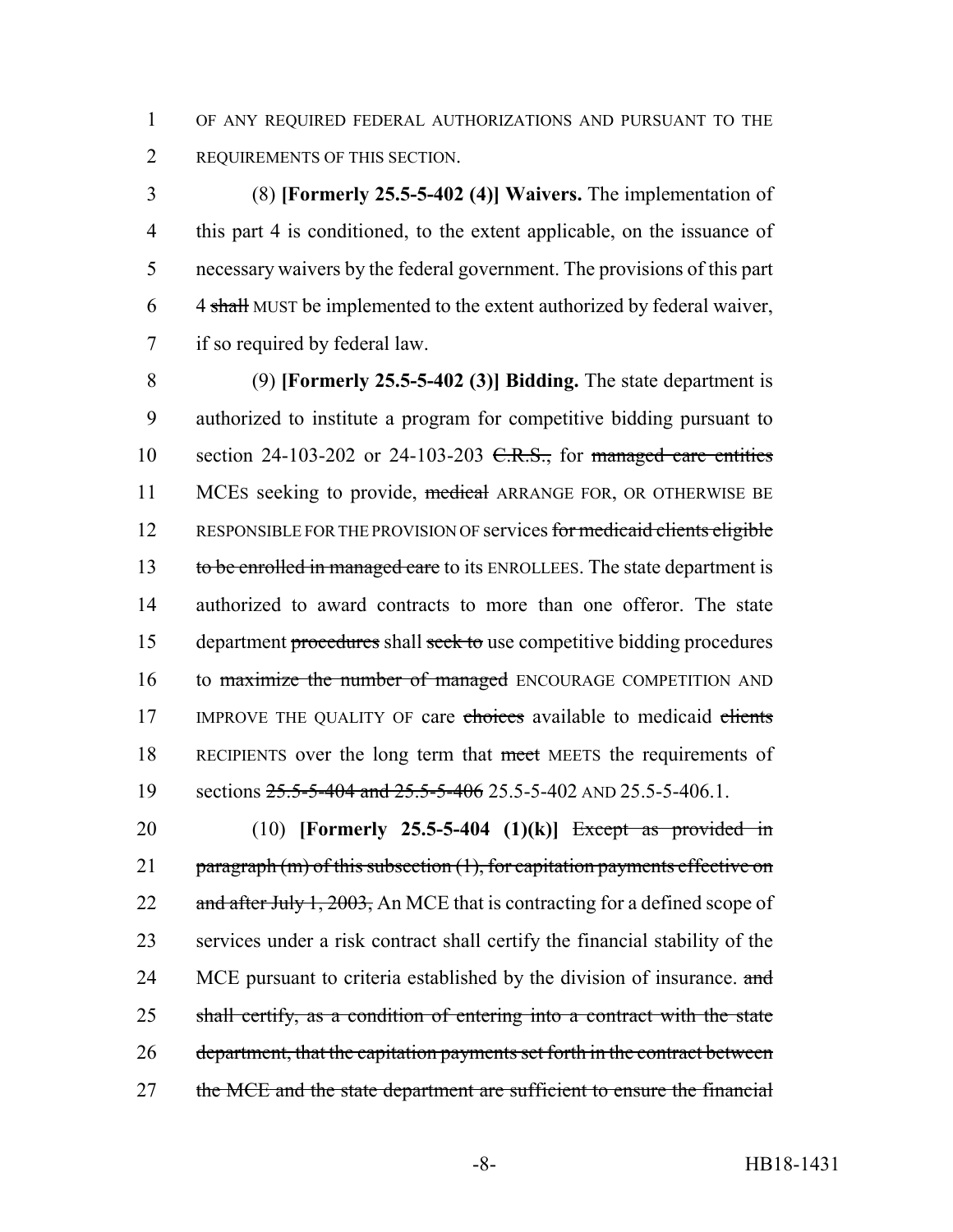OF ANY REQUIRED FEDERAL AUTHORIZATIONS AND PURSUANT TO THE REQUIREMENTS OF THIS SECTION.

(8) **[Formerly 25.5-5-402 (4)] Waivers.** The implementation of this part 4 is conditioned, to the extent applicable, on the issuance of necessary waivers by the federal government. The provisions of this part 4 ~~shall~~ MUST be implemented to the extent authorized by federal waiver, if so required by federal law.

(9) **[Formerly 25.5-5-402 (3)] Bidding.** The state department is authorized to institute a program for competitive bidding pursuant to section 24-103-202 or 24-103-203 ~~C.R.S.,~~ for ~~managed care entities~~ MCES seeking to provide, ~~medical~~ ARRANGE FOR, OR OTHERWISE BE RESPONSIBLE FOR THE PROVISION OF services ~~for medicaid clients eligible to be enrolled in managed care~~ to its ENROLLEES. The state department is authorized to award contracts to more than one offeror. The state department ~~procedures~~ shall ~~seek to~~ use competitive bidding procedures to ~~maximize the number of managed~~ ENCOURAGE COMPETITION AND IMPROVE THE QUALITY OF care ~~choices~~ available to medicaid ~~clients~~ RECIPIENTS over the long term that ~~meet~~ MEETS the requirements of sections ~~25.5-5-404 and 25.5-5-406~~ 25.5-5-402 AND 25.5-5-406.1.

(10) **[Formerly 25.5-5-404 (1)(k)]** ~~Except as provided in paragraph (m) of this subsection (1), for capitation payments effective on and after July 1, 2003,~~ An MCE that is contracting for a defined scope of services under a risk contract shall certify the financial stability of the MCE pursuant to criteria established by the division of insurance. ~~and shall certify, as a condition of entering into a contract with the state department, that the capitation payments set forth in the contract between the MCE and the state department are sufficient to ensure the financial~~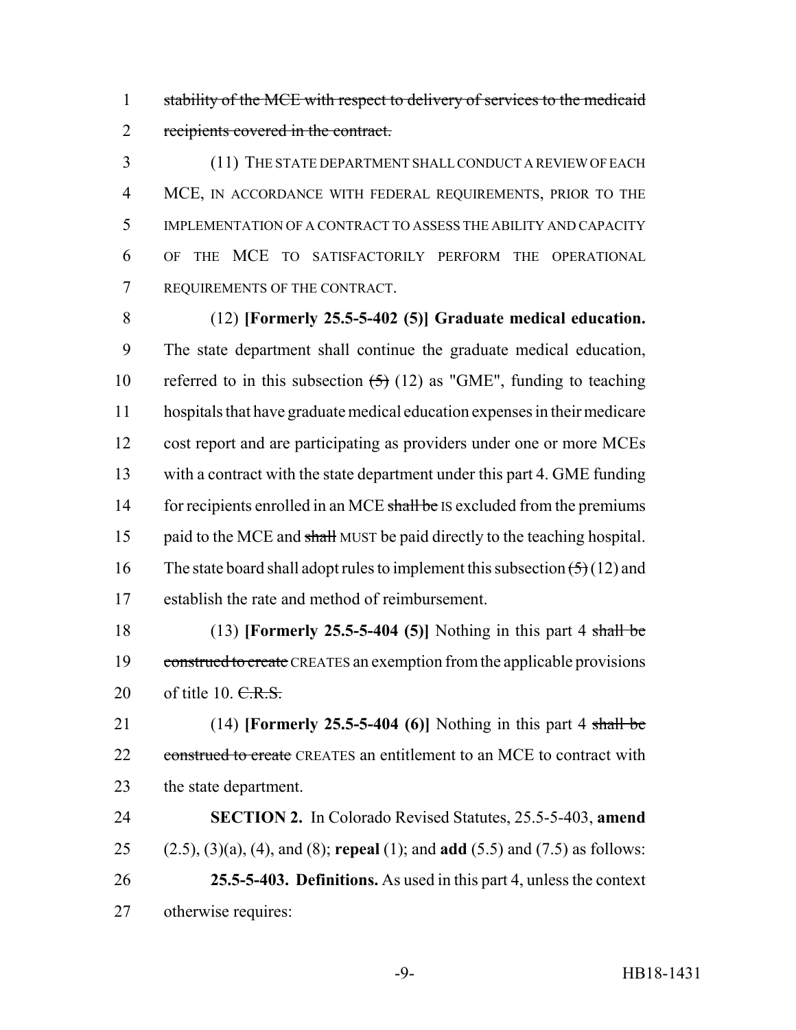~~stability of the MCE with respect to delivery of services to the medicaid recipients covered in the contract.~~

(11) THE STATE DEPARTMENT SHALL CONDUCT A REVIEW OF EACH MCE, IN ACCORDANCE WITH FEDERAL REQUIREMENTS, PRIOR TO THE IMPLEMENTATION OF A CONTRACT TO ASSESS THE ABILITY AND CAPACITY OF THE MCE TO SATISFACTORILY PERFORM THE OPERATIONAL REQUIREMENTS OF THE CONTRACT.

(12) **[Formerly 25.5-5-402 (5)] Graduate medical education.** The state department shall continue the graduate medical education, referred to in this subsection ~~(5)~~ (12) as "GME", funding to teaching hospitals that have graduate medical education expenses in their medicare cost report and are participating as providers under one or more MCEs with a contract with the state department under this part 4. GME funding for recipients enrolled in an MCE ~~shall be~~ IS excluded from the premiums paid to the MCE and ~~shall~~ MUST be paid directly to the teaching hospital. The state board shall adopt rules to implement this subsection ~~(5)~~ (12) and establish the rate and method of reimbursement.

(13) **[Formerly 25.5-5-404 (5)]** Nothing in this part 4 ~~shall be construed to create~~ CREATES an exemption from the applicable provisions of title 10. ~~C.R.S.~~

(14) **[Formerly 25.5-5-404 (6)]** Nothing in this part 4 ~~shall be construed to create~~ CREATES an entitlement to an MCE to contract with the state department.

**SECTION 2.** In Colorado Revised Statutes, 25.5-5-403, **amend** (2.5), (3)(a), (4), and (8); **repeal** (1); and **add** (5.5) and (7.5) as follows:

**25.5-5-403. Definitions.** As used in this part 4, unless the context otherwise requires: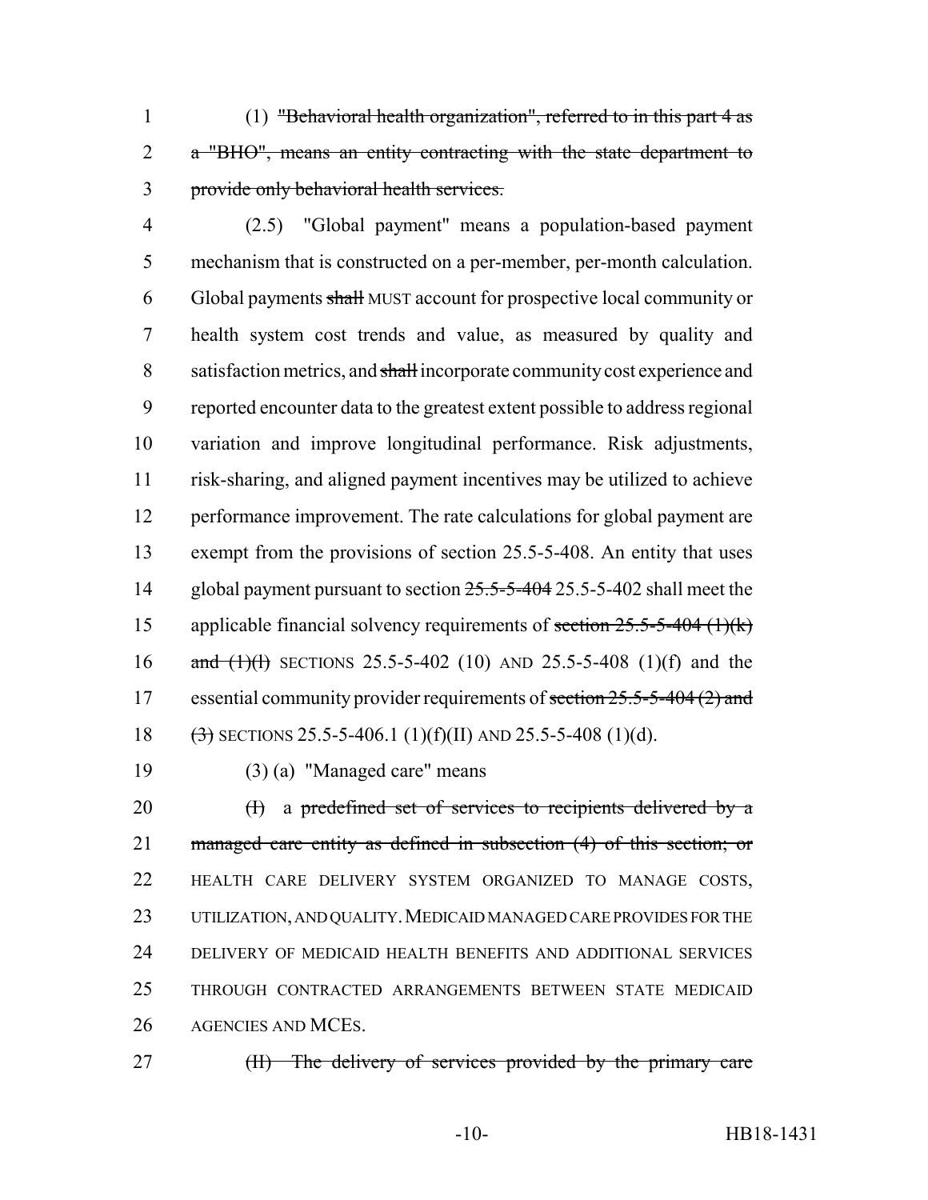1 (1) ~~"Behavioral health organization", referred to in this part 4 as~~
2 ~~a "BHO", means an entity contracting with the state department to~~
3 ~~provide only behavioral health services.~~

4 (2.5) "Global payment" means a population-based payment
5 mechanism that is constructed on a per-member, per-month calculation.
6 Global payments ~~shall~~ MUST account for prospective local community or
7 health system cost trends and value, as measured by quality and
8 satisfaction metrics, and ~~shall~~ incorporate community cost experience and
9 reported encounter data to the greatest extent possible to address regional
10 variation and improve longitudinal performance. Risk adjustments,
11 risk-sharing, and aligned payment incentives may be utilized to achieve
12 performance improvement. The rate calculations for global payment are
13 exempt from the provisions of section 25.5-5-408. An entity that uses
14 global payment pursuant to section ~~25.5-5-404~~ 25.5-5-402 shall meet the
15 applicable financial solvency requirements of ~~section 25.5-5-404 (1)(k)~~
16 ~~and (1)(l)~~ SECTIONS 25.5-5-402 (10) AND 25.5-5-408 (1)(f) and the
17 essential community provider requirements of ~~section 25.5-5-404 (2) and~~
18 ~~(3)~~ SECTIONS 25.5-5-406.1 (1)(f)(II) AND 25.5-5-408 (1)(d).

19 (3) (a) "Managed care" means

20 ~~(I)~~ a ~~predefined set of services to recipients delivered by a~~
21 ~~managed care entity as defined in subsection (4) of this section; or~~
22 HEALTH CARE DELIVERY SYSTEM ORGANIZED TO MANAGE COSTS,
23 UTILIZATION, AND QUALITY. MEDICAID MANAGED CARE PROVIDES FOR THE
24 DELIVERY OF MEDICAID HEALTH BENEFITS AND ADDITIONAL SERVICES
25 THROUGH CONTRACTED ARRANGEMENTS BETWEEN STATE MEDICAID
26 AGENCIES AND MCES.

27 ~~(II) The delivery of services provided by the primary care~~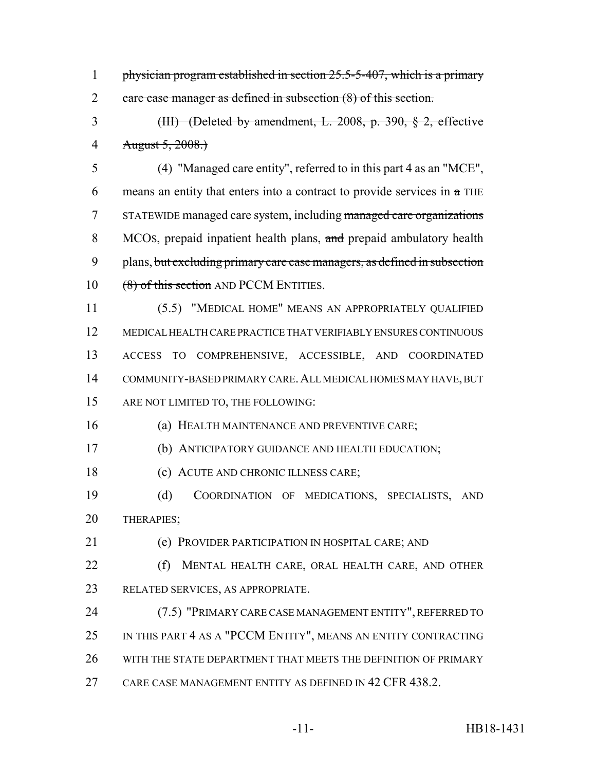physician program established in section 25.5-5-407, which is a primary care case manager as defined in subsection (8) of this section.

(III) (Deleted by amendment, L. 2008, p. 390, § 2, effective August 5, 2008.)

(4) "Managed care entity", referred to in this part 4 as an "MCE", means an entity that enters into a contract to provide services in a THE STATEWIDE managed care system, including managed care organizations MCOS, prepaid inpatient health plans, and prepaid ambulatory health plans, but excluding primary care case managers, as defined in subsection (8) of this section AND PCCM ENTITIES.

(5.5) "MEDICAL HOME" MEANS AN APPROPRIATELY QUALIFIED MEDICAL HEALTH CARE PRACTICE THAT VERIFIABLY ENSURES CONTINUOUS ACCESS TO COMPREHENSIVE, ACCESSIBLE, AND COORDINATED COMMUNITY-BASED PRIMARY CARE. ALL MEDICAL HOMES MAY HAVE, BUT ARE NOT LIMITED TO, THE FOLLOWING:

(a) HEALTH MAINTENANCE AND PREVENTIVE CARE;

(b) ANTICIPATORY GUIDANCE AND HEALTH EDUCATION;

(c) ACUTE AND CHRONIC ILLNESS CARE;

(d) COORDINATION OF MEDICATIONS, SPECIALISTS, AND THERAPIES;

(e) PROVIDER PARTICIPATION IN HOSPITAL CARE; AND

(f) MENTAL HEALTH CARE, ORAL HEALTH CARE, AND OTHER RELATED SERVICES, AS APPROPRIATE.

(7.5) "PRIMARY CARE CASE MANAGEMENT ENTITY", REFERRED TO IN THIS PART 4 AS A "PCCM ENTITY", MEANS AN ENTITY CONTRACTING WITH THE STATE DEPARTMENT THAT MEETS THE DEFINITION OF PRIMARY CARE CASE MANAGEMENT ENTITY AS DEFINED IN 42 CFR 438.2.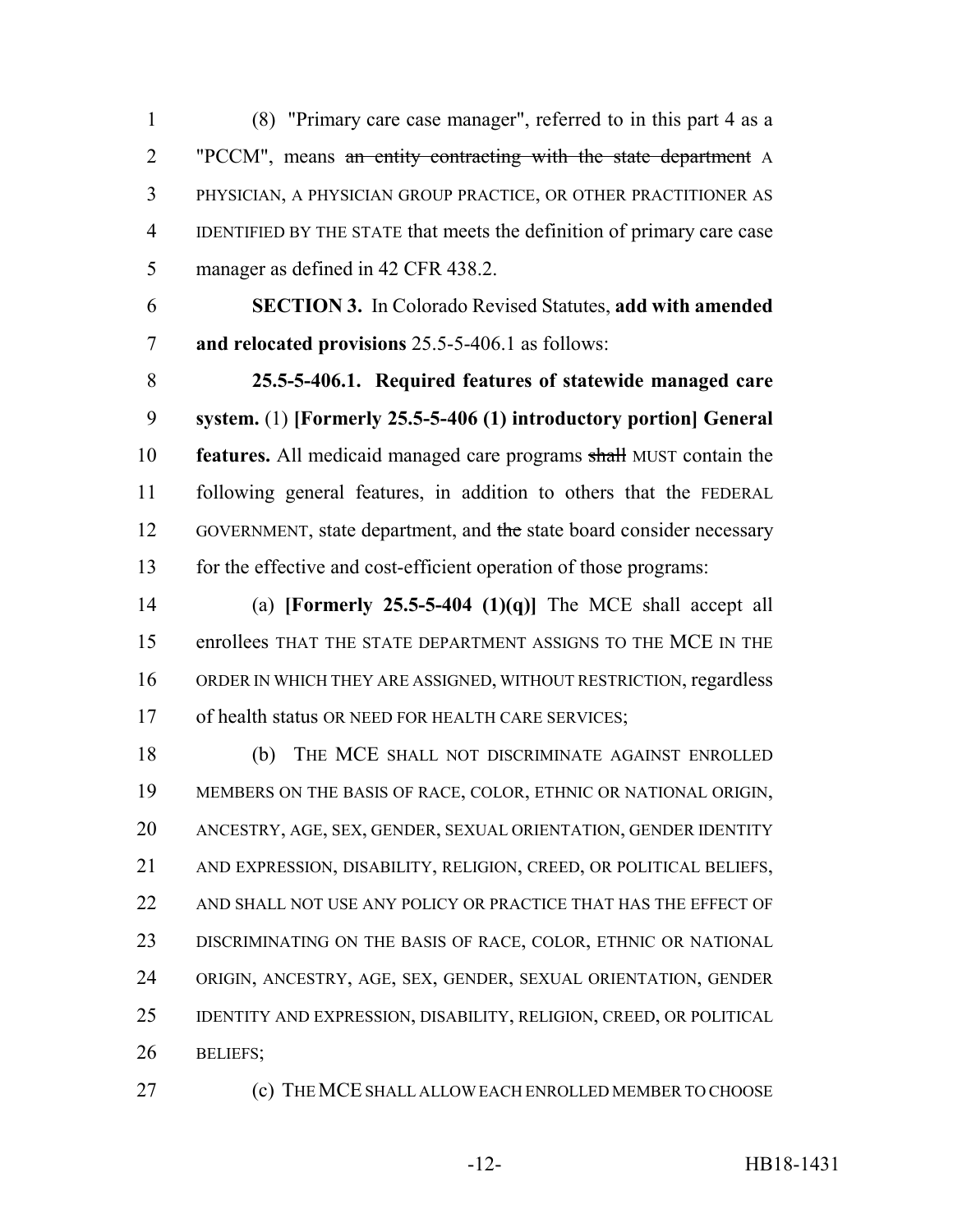(8) "Primary care case manager", referred to in this part 4 as a "PCCM", means ~~an entity contracting with the state department~~ A PHYSICIAN, A PHYSICIAN GROUP PRACTICE, OR OTHER PRACTITIONER AS IDENTIFIED BY THE STATE that meets the definition of primary care case manager as defined in 42 CFR 438.2.

**SECTION 3.** In Colorado Revised Statutes, **add with amended and relocated provisions** 25.5-5-406.1 as follows:

**25.5-5-406.1. Required features of statewide managed care system.** (1) **[Formerly 25.5-5-406 (1) introductory portion] General features.** All medicaid managed care programs ~~shall~~ MUST contain the following general features, in addition to others that the FEDERAL GOVERNMENT, state department, and ~~the~~ state board consider necessary for the effective and cost-efficient operation of those programs:

(a) **[Formerly 25.5-5-404 (1)(q)]** The MCE shall accept all enrollees THAT THE STATE DEPARTMENT ASSIGNS TO THE MCE IN THE ORDER IN WHICH THEY ARE ASSIGNED, WITHOUT RESTRICTION, regardless of health status OR NEED FOR HEALTH CARE SERVICES;

(b) THE MCE SHALL NOT DISCRIMINATE AGAINST ENROLLED MEMBERS ON THE BASIS OF RACE, COLOR, ETHNIC OR NATIONAL ORIGIN, ANCESTRY, AGE, SEX, GENDER, SEXUAL ORIENTATION, GENDER IDENTITY AND EXPRESSION, DISABILITY, RELIGION, CREED, OR POLITICAL BELIEFS, AND SHALL NOT USE ANY POLICY OR PRACTICE THAT HAS THE EFFECT OF DISCRIMINATING ON THE BASIS OF RACE, COLOR, ETHNIC OR NATIONAL ORIGIN, ANCESTRY, AGE, SEX, GENDER, SEXUAL ORIENTATION, GENDER IDENTITY AND EXPRESSION, DISABILITY, RELIGION, CREED, OR POLITICAL BELIEFS;

(c) THE MCE SHALL ALLOW EACH ENROLLED MEMBER TO CHOOSE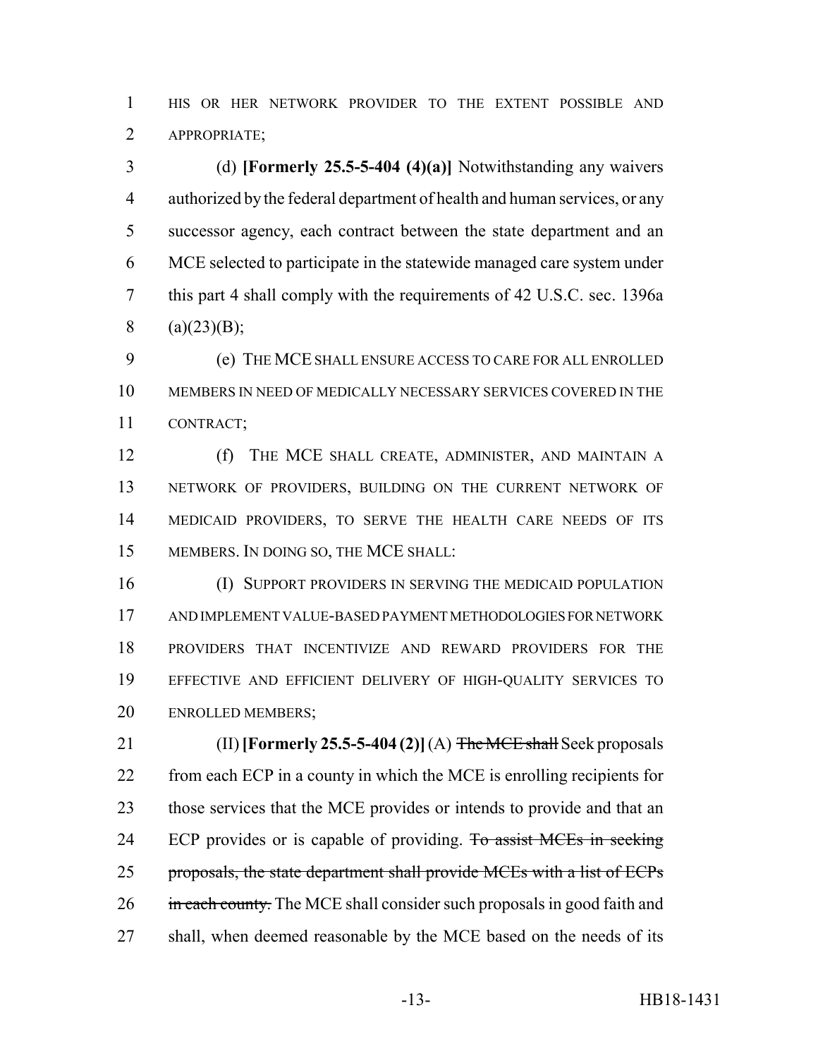HIS OR HER NETWORK PROVIDER TO THE EXTENT POSSIBLE AND APPROPRIATE;

(d) **[Formerly 25.5-5-404 (4)(a)]** Notwithstanding any waivers authorized by the federal department of health and human services, or any successor agency, each contract between the state department and an MCE selected to participate in the statewide managed care system under this part 4 shall comply with the requirements of 42 U.S.C. sec. 1396a (a)(23)(B);

(e) THE MCE SHALL ENSURE ACCESS TO CARE FOR ALL ENROLLED MEMBERS IN NEED OF MEDICALLY NECESSARY SERVICES COVERED IN THE CONTRACT;

(f) THE MCE SHALL CREATE, ADMINISTER, AND MAINTAIN A NETWORK OF PROVIDERS, BUILDING ON THE CURRENT NETWORK OF MEDICAID PROVIDERS, TO SERVE THE HEALTH CARE NEEDS OF ITS MEMBERS. IN DOING SO, THE MCE SHALL:

(I) SUPPORT PROVIDERS IN SERVING THE MEDICAID POPULATION AND IMPLEMENT VALUE-BASED PAYMENT METHODOLOGIES FOR NETWORK PROVIDERS THAT INCENTIVIZE AND REWARD PROVIDERS FOR THE EFFECTIVE AND EFFICIENT DELIVERY OF HIGH-QUALITY SERVICES TO ENROLLED MEMBERS;

(II) **[Formerly 25.5-5-404 (2)]** (A) ~~The MCE shall~~ Seek proposals from each ECP in a county in which the MCE is enrolling recipients for those services that the MCE provides or intends to provide and that an ECP provides or is capable of providing. ~~To assist MCEs in seeking proposals, the state department shall provide MCEs with a list of ECPs in each county.~~ The MCE shall consider such proposals in good faith and shall, when deemed reasonable by the MCE based on the needs of its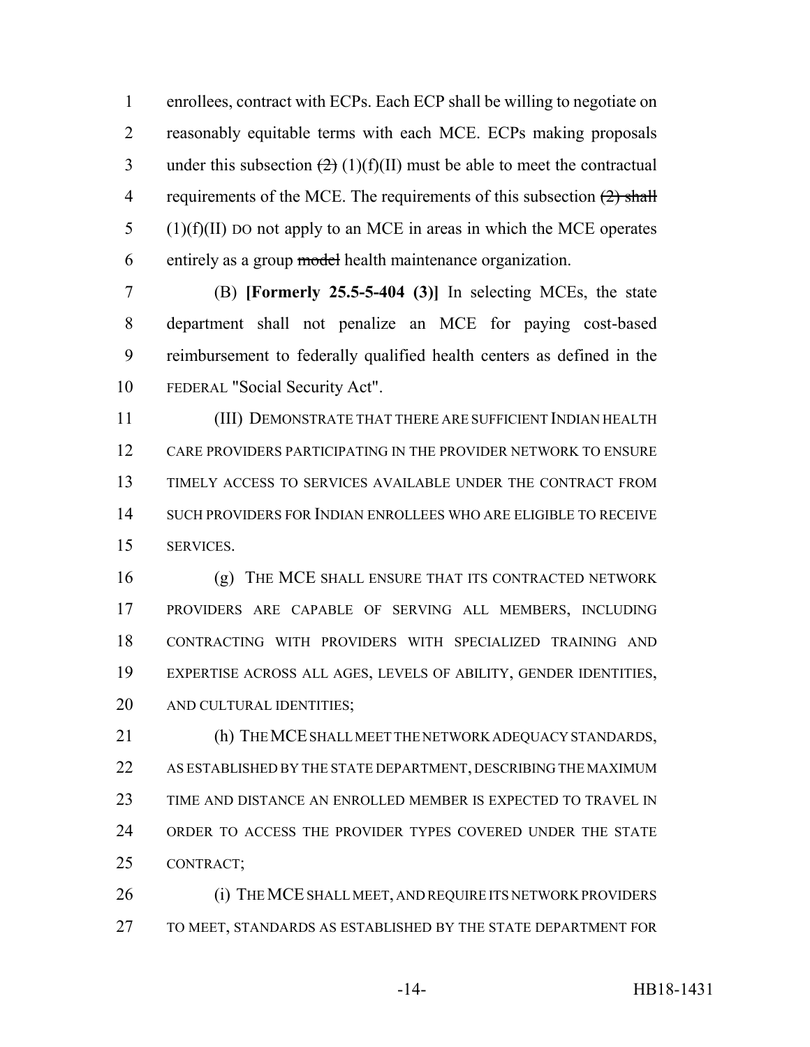enrollees, contract with ECPs. Each ECP shall be willing to negotiate on reasonably equitable terms with each MCE. ECPs making proposals under this subsection ~~(2)~~ (1)(f)(II) must be able to meet the contractual requirements of the MCE. The requirements of this subsection ~~(2) shall~~ (1)(f)(II) DO not apply to an MCE in areas in which the MCE operates entirely as a group ~~model~~ health maintenance organization.

(B) **[Formerly 25.5-5-404 (3)]** In selecting MCEs, the state department shall not penalize an MCE for paying cost-based reimbursement to federally qualified health centers as defined in the FEDERAL "Social Security Act".

(III) DEMONSTRATE THAT THERE ARE SUFFICIENT INDIAN HEALTH CARE PROVIDERS PARTICIPATING IN THE PROVIDER NETWORK TO ENSURE TIMELY ACCESS TO SERVICES AVAILABLE UNDER THE CONTRACT FROM SUCH PROVIDERS FOR INDIAN ENROLLEES WHO ARE ELIGIBLE TO RECEIVE SERVICES.

(g) THE MCE SHALL ENSURE THAT ITS CONTRACTED NETWORK PROVIDERS ARE CAPABLE OF SERVING ALL MEMBERS, INCLUDING CONTRACTING WITH PROVIDERS WITH SPECIALIZED TRAINING AND EXPERTISE ACROSS ALL AGES, LEVELS OF ABILITY, GENDER IDENTITIES, AND CULTURAL IDENTITIES;

(h) THE MCE SHALL MEET THE NETWORK ADEQUACY STANDARDS, AS ESTABLISHED BY THE STATE DEPARTMENT, DESCRIBING THE MAXIMUM TIME AND DISTANCE AN ENROLLED MEMBER IS EXPECTED TO TRAVEL IN ORDER TO ACCESS THE PROVIDER TYPES COVERED UNDER THE STATE CONTRACT;

(i) THE MCE SHALL MEET, AND REQUIRE ITS NETWORK PROVIDERS TO MEET, STANDARDS AS ESTABLISHED BY THE STATE DEPARTMENT FOR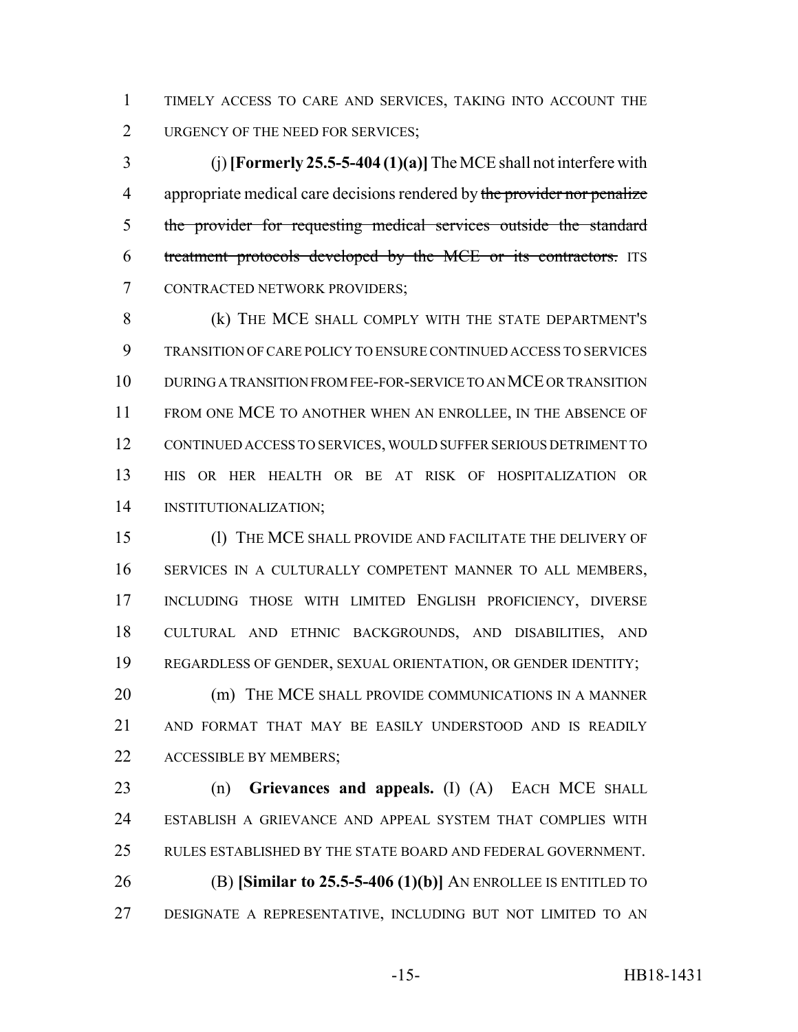TIMELY ACCESS TO CARE AND SERVICES, TAKING INTO ACCOUNT THE URGENCY OF THE NEED FOR SERVICES;

(j) **[Formerly 25.5-5-404 (1)(a)]** The MCE shall not interfere with appropriate medical care decisions rendered by ~~the provider nor penalize the provider for requesting medical services outside the standard treatment protocols developed by the MCE or its contractors.~~ ITS CONTRACTED NETWORK PROVIDERS;

(k) THE MCE SHALL COMPLY WITH THE STATE DEPARTMENT'S TRANSITION OF CARE POLICY TO ENSURE CONTINUED ACCESS TO SERVICES DURING A TRANSITION FROM FEE-FOR-SERVICE TO AN MCE OR TRANSITION FROM ONE MCE TO ANOTHER WHEN AN ENROLLEE, IN THE ABSENCE OF CONTINUED ACCESS TO SERVICES, WOULD SUFFER SERIOUS DETRIMENT TO HIS OR HER HEALTH OR BE AT RISK OF HOSPITALIZATION OR INSTITUTIONALIZATION;

(l) THE MCE SHALL PROVIDE AND FACILITATE THE DELIVERY OF SERVICES IN A CULTURALLY COMPETENT MANNER TO ALL MEMBERS, INCLUDING THOSE WITH LIMITED ENGLISH PROFICIENCY, DIVERSE CULTURAL AND ETHNIC BACKGROUNDS, AND DISABILITIES, AND REGARDLESS OF GENDER, SEXUAL ORIENTATION, OR GENDER IDENTITY;

(m) THE MCE SHALL PROVIDE COMMUNICATIONS IN A MANNER AND FORMAT THAT MAY BE EASILY UNDERSTOOD AND IS READILY ACCESSIBLE BY MEMBERS;

(n) **Grievances and appeals.** (I) (A) EACH MCE SHALL ESTABLISH A GRIEVANCE AND APPEAL SYSTEM THAT COMPLIES WITH RULES ESTABLISHED BY THE STATE BOARD AND FEDERAL GOVERNMENT.

(B) **[Similar to 25.5-5-406 (1)(b)]** AN ENROLLEE IS ENTITLED TO DESIGNATE A REPRESENTATIVE, INCLUDING BUT NOT LIMITED TO AN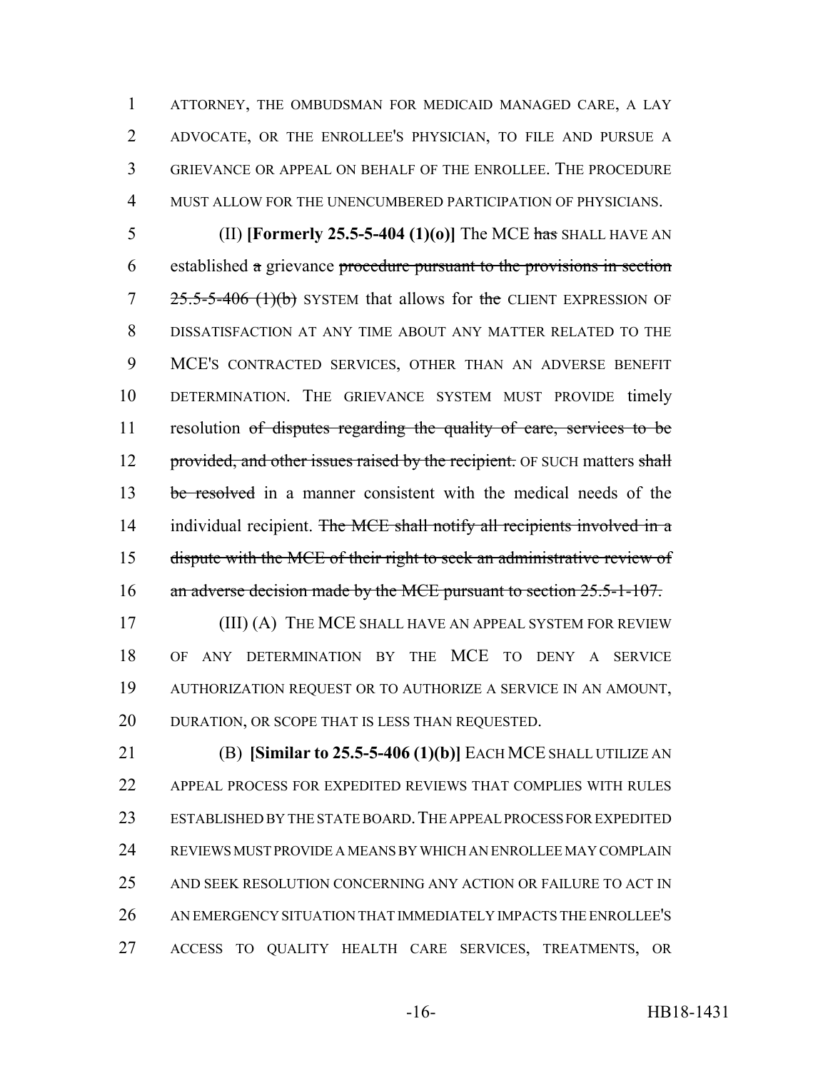ATTORNEY, THE OMBUDSMAN FOR MEDICAID MANAGED CARE, A LAY ADVOCATE, OR THE ENROLLEE'S PHYSICIAN, TO FILE AND PURSUE A GRIEVANCE OR APPEAL ON BEHALF OF THE ENROLLEE. THE PROCEDURE MUST ALLOW FOR THE UNENCUMBERED PARTICIPATION OF PHYSICIANS.

(II) **[Formerly 25.5-5-404 (1)(o)]** The MCE ~~has~~ SHALL HAVE AN established ~~a~~ grievance ~~procedure pursuant to the provisions in section 25.5-5-406 (1)(b)~~ SYSTEM that allows for ~~the~~ CLIENT EXPRESSION OF DISSATISFACTION AT ANY TIME ABOUT ANY MATTER RELATED TO THE MCE'S CONTRACTED SERVICES, OTHER THAN AN ADVERSE BENEFIT DETERMINATION. THE GRIEVANCE SYSTEM MUST PROVIDE timely resolution ~~of disputes regarding the quality of care, services to be provided, and other issues raised by the recipient.~~ OF SUCH matters ~~shall be resolved~~ in a manner consistent with the medical needs of the individual recipient. ~~The MCE shall notify all recipients involved in a dispute with the MCE of their right to seek an administrative review of an adverse decision made by the MCE pursuant to section 25.5-1-107.~~

(III) (A) THE MCE SHALL HAVE AN APPEAL SYSTEM FOR REVIEW OF ANY DETERMINATION BY THE MCE TO DENY A SERVICE AUTHORIZATION REQUEST OR TO AUTHORIZE A SERVICE IN AN AMOUNT, DURATION, OR SCOPE THAT IS LESS THAN REQUESTED.

(B) **[Similar to 25.5-5-406 (1)(b)]** EACH MCE SHALL UTILIZE AN APPEAL PROCESS FOR EXPEDITED REVIEWS THAT COMPLIES WITH RULES ESTABLISHED BY THE STATE BOARD. THE APPEAL PROCESS FOR EXPEDITED REVIEWS MUST PROVIDE A MEANS BY WHICH AN ENROLLEE MAY COMPLAIN AND SEEK RESOLUTION CONCERNING ANY ACTION OR FAILURE TO ACT IN AN EMERGENCY SITUATION THAT IMMEDIATELY IMPACTS THE ENROLLEE'S ACCESS TO QUALITY HEALTH CARE SERVICES, TREATMENTS, OR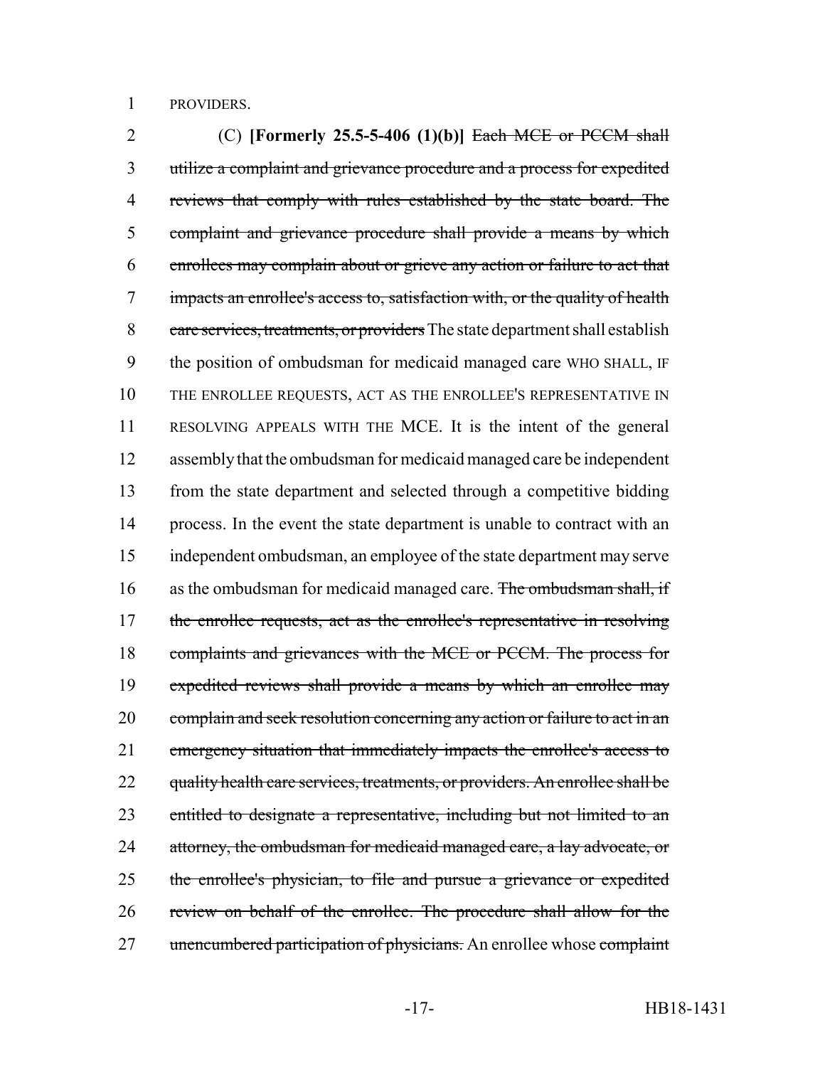1 PROVIDERS.

2 (C) **[Formerly 25.5-5-406 (1)(b)]** ~~Each MCE or PCCM shall~~
3 ~~utilize a complaint and grievance procedure and a process for expedited~~
4 ~~reviews that comply with rules established by the state board. The~~
5 ~~complaint and grievance procedure shall provide a means by which~~
6 ~~enrollees may complain about or grieve any action or failure to act that~~
7 ~~impacts an enrollee's access to, satisfaction with, or the quality of health~~
8 ~~care services, treatments, or providers~~ The state department shall establish
9 the position of ombudsman for medicaid managed care WHO SHALL, IF
10 THE ENROLLEE REQUESTS, ACT AS THE ENROLLEE'S REPRESENTATIVE IN
11 RESOLVING APPEALS WITH THE MCE. It is the intent of the general
12 assembly that the ombudsman for medicaid managed care be independent
13 from the state department and selected through a competitive bidding
14 process. In the event the state department is unable to contract with an
15 independent ombudsman, an employee of the state department may serve
16 as the ombudsman for medicaid managed care. ~~The ombudsman shall, if~~
17 ~~the enrollee requests, act as the enrollee's representative in resolving~~
18 ~~complaints and grievances with the MCE or PCCM. The process for~~
19 ~~expedited reviews shall provide a means by which an enrollee may~~
20 ~~complain and seek resolution concerning any action or failure to act in an~~
21 ~~emergency situation that immediately impacts the enrollee's access to~~
22 ~~quality health care services, treatments, or providers. An enrollee shall be~~
23 ~~entitled to designate a representative, including but not limited to an~~
24 ~~attorney, the ombudsman for medicaid managed care, a lay advocate, or~~
25 ~~the enrollee's physician, to file and pursue a grievance or expedited~~
26 ~~review on behalf of the enrollee. The procedure shall allow for the~~
27 ~~unencumbered participation of physicians.~~ An enrollee whose ~~complaint~~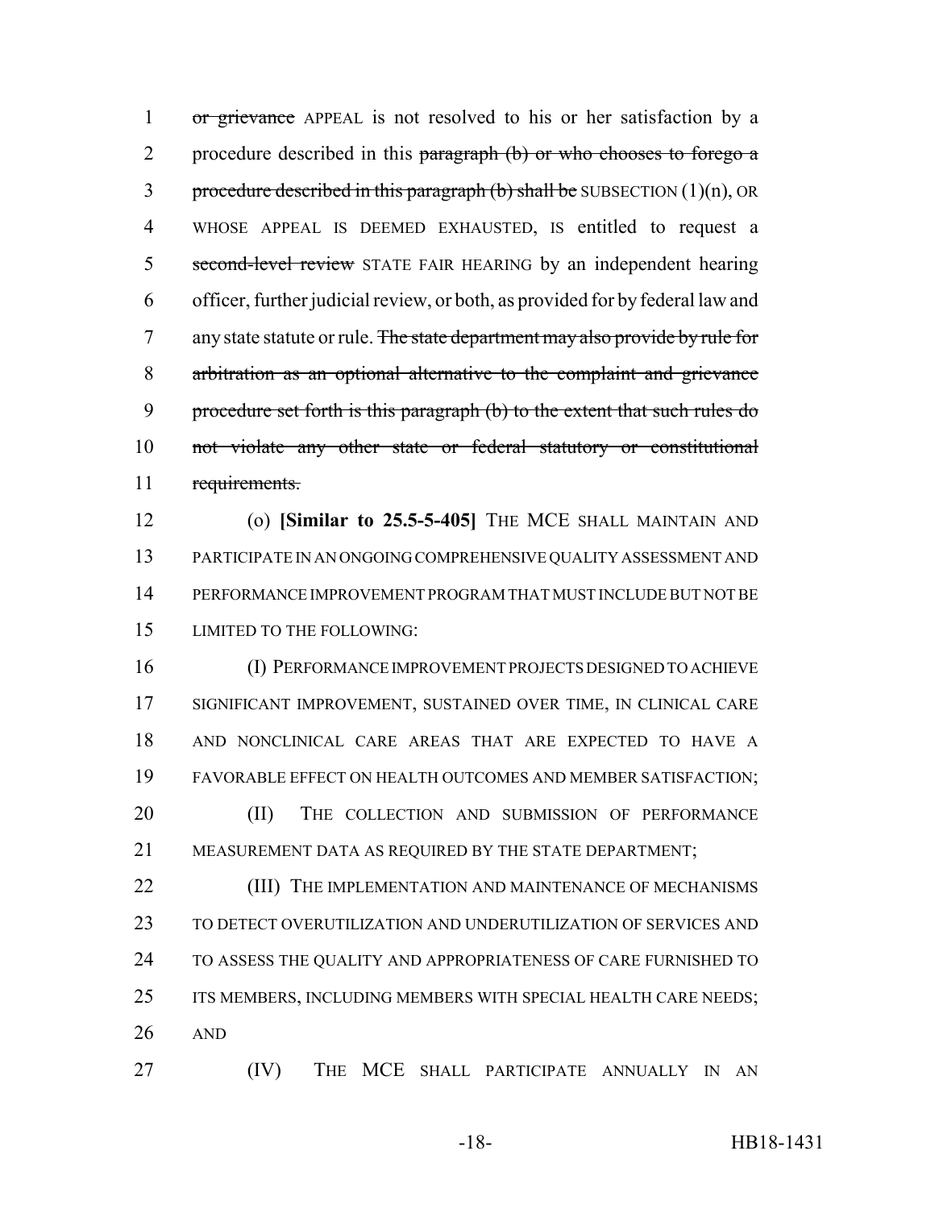or grievance APPEAL is not resolved to his or her satisfaction by a procedure described in this paragraph (b) or who chooses to forego a procedure described in this paragraph (b) shall be SUBSECTION (1)(n), OR WHOSE APPEAL IS DEEMED EXHAUSTED, IS entitled to request a second-level review STATE FAIR HEARING by an independent hearing officer, further judicial review, or both, as provided for by federal law and any state statute or rule. The state department may also provide by rule for arbitration as an optional alternative to the complaint and grievance procedure set forth is this paragraph (b) to the extent that such rules do not violate any other state or federal statutory or constitutional requirements.

(o) **[Similar to 25.5-5-405]** THE MCE SHALL MAINTAIN AND PARTICIPATE IN AN ONGOING COMPREHENSIVE QUALITY ASSESSMENT AND PERFORMANCE IMPROVEMENT PROGRAM THAT MUST INCLUDE BUT NOT BE LIMITED TO THE FOLLOWING:

(I) PERFORMANCE IMPROVEMENT PROJECTS DESIGNED TO ACHIEVE SIGNIFICANT IMPROVEMENT, SUSTAINED OVER TIME, IN CLINICAL CARE AND NONCLINICAL CARE AREAS THAT ARE EXPECTED TO HAVE A FAVORABLE EFFECT ON HEALTH OUTCOMES AND MEMBER SATISFACTION;

(II) THE COLLECTION AND SUBMISSION OF PERFORMANCE MEASUREMENT DATA AS REQUIRED BY THE STATE DEPARTMENT;

(III) THE IMPLEMENTATION AND MAINTENANCE OF MECHANISMS TO DETECT OVERUTILIZATION AND UNDERUTILIZATION OF SERVICES AND TO ASSESS THE QUALITY AND APPROPRIATENESS OF CARE FURNISHED TO ITS MEMBERS, INCLUDING MEMBERS WITH SPECIAL HEALTH CARE NEEDS; AND

(IV) THE MCE SHALL PARTICIPATE ANNUALLY IN AN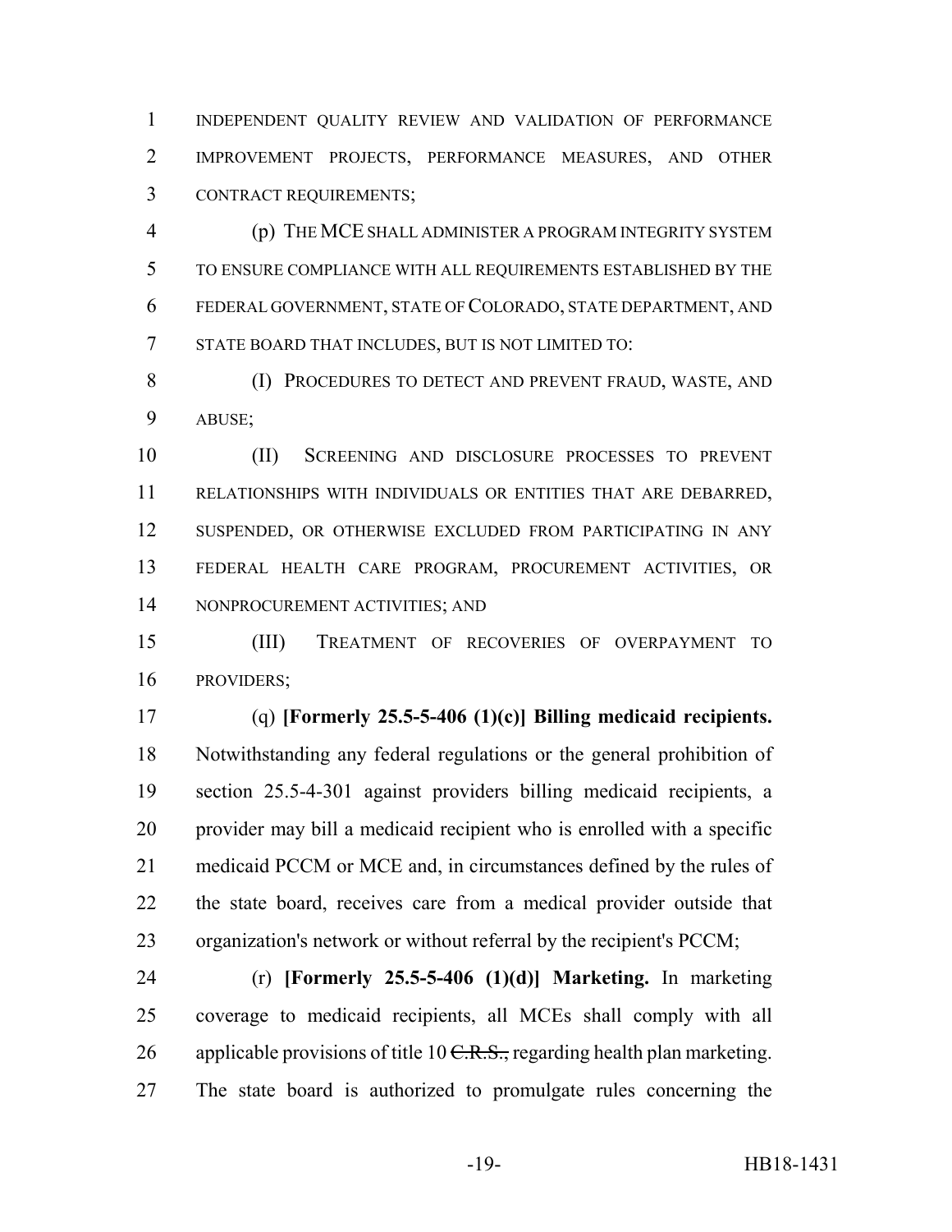INDEPENDENT QUALITY REVIEW AND VALIDATION OF PERFORMANCE IMPROVEMENT PROJECTS, PERFORMANCE MEASURES, AND OTHER CONTRACT REQUIREMENTS;

(p) THE MCE SHALL ADMINISTER A PROGRAM INTEGRITY SYSTEM TO ENSURE COMPLIANCE WITH ALL REQUIREMENTS ESTABLISHED BY THE FEDERAL GOVERNMENT, STATE OF COLORADO, STATE DEPARTMENT, AND STATE BOARD THAT INCLUDES, BUT IS NOT LIMITED TO:

(I) PROCEDURES TO DETECT AND PREVENT FRAUD, WASTE, AND ABUSE;

(II) SCREENING AND DISCLOSURE PROCESSES TO PREVENT RELATIONSHIPS WITH INDIVIDUALS OR ENTITIES THAT ARE DEBARRED, SUSPENDED, OR OTHERWISE EXCLUDED FROM PARTICIPATING IN ANY FEDERAL HEALTH CARE PROGRAM, PROCUREMENT ACTIVITIES, OR NONPROCUREMENT ACTIVITIES; AND

(III) TREATMENT OF RECOVERIES OF OVERPAYMENT TO PROVIDERS;

(q) **[Formerly 25.5-5-406 (1)(c)] Billing medicaid recipients.** Notwithstanding any federal regulations or the general prohibition of section 25.5-4-301 against providers billing medicaid recipients, a provider may bill a medicaid recipient who is enrolled with a specific medicaid PCCM or MCE and, in circumstances defined by the rules of the state board, receives care from a medical provider outside that organization's network or without referral by the recipient's PCCM;

(r) **[Formerly 25.5-5-406 (1)(d)] Marketing.** In marketing coverage to medicaid recipients, all MCEs shall comply with all applicable provisions of title 10 ~~C.R.S.,~~ regarding health plan marketing. The state board is authorized to promulgate rules concerning the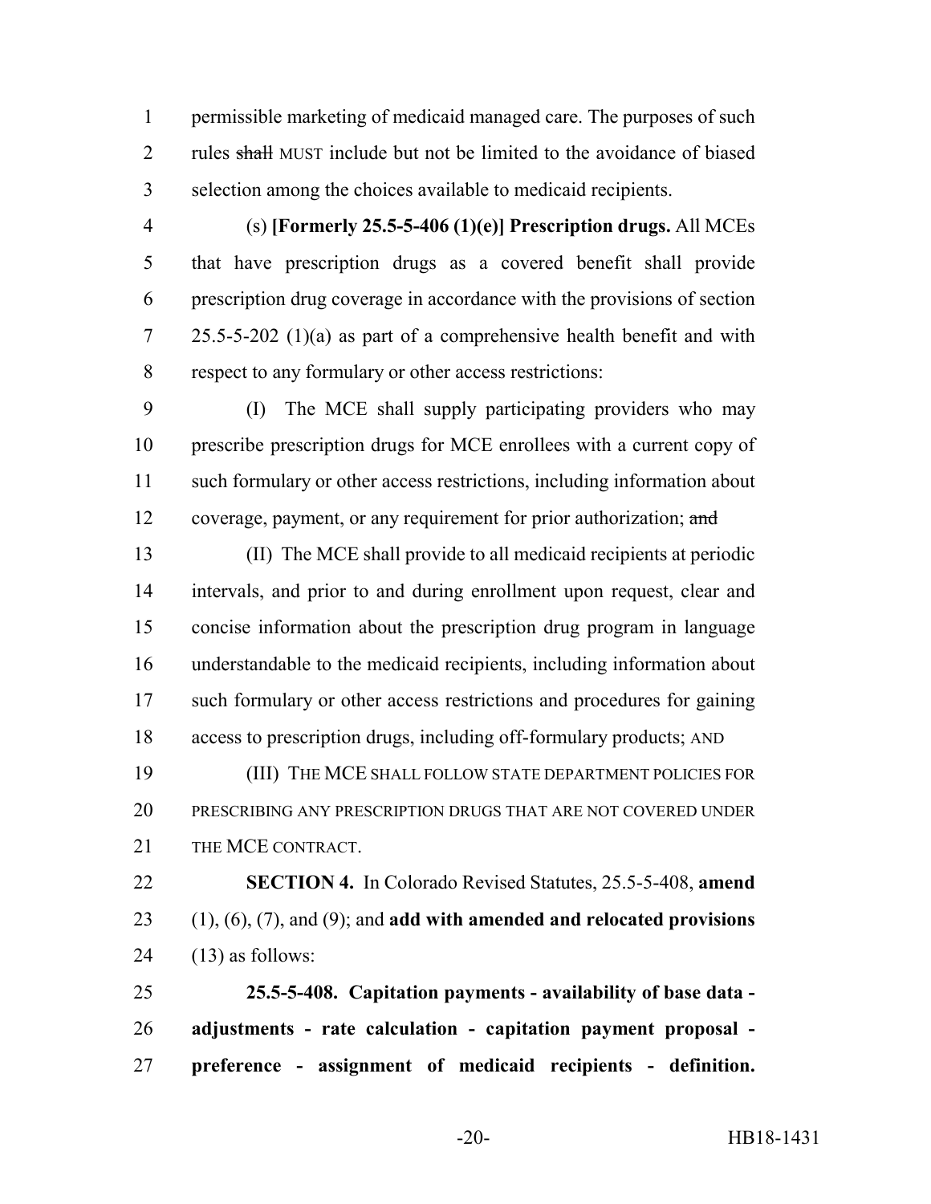permissible marketing of medicaid managed care. The purposes of such rules ~~shall~~ MUST include but not be limited to the avoidance of biased selection among the choices available to medicaid recipients.

(s) **[Formerly 25.5-5-406 (1)(e)] Prescription drugs.** All MCEs that have prescription drugs as a covered benefit shall provide prescription drug coverage in accordance with the provisions of section 25.5-5-202 (1)(a) as part of a comprehensive health benefit and with respect to any formulary or other access restrictions:

(I) The MCE shall supply participating providers who may prescribe prescription drugs for MCE enrollees with a current copy of such formulary or other access restrictions, including information about coverage, payment, or any requirement for prior authorization; ~~and~~

(II) The MCE shall provide to all medicaid recipients at periodic intervals, and prior to and during enrollment upon request, clear and concise information about the prescription drug program in language understandable to the medicaid recipients, including information about such formulary or other access restrictions and procedures for gaining access to prescription drugs, including off-formulary products; AND

(III) THE MCE SHALL FOLLOW STATE DEPARTMENT POLICIES FOR PRESCRIBING ANY PRESCRIPTION DRUGS THAT ARE NOT COVERED UNDER THE MCE CONTRACT.

**SECTION 4.** In Colorado Revised Statutes, 25.5-5-408, **amend** (1), (6), (7), and (9); and **add with amended and relocated provisions** (13) as follows:

**25.5-5-408. Capitation payments - availability of base data - adjustments - rate calculation - capitation payment proposal - preference - assignment of medicaid recipients - definition.**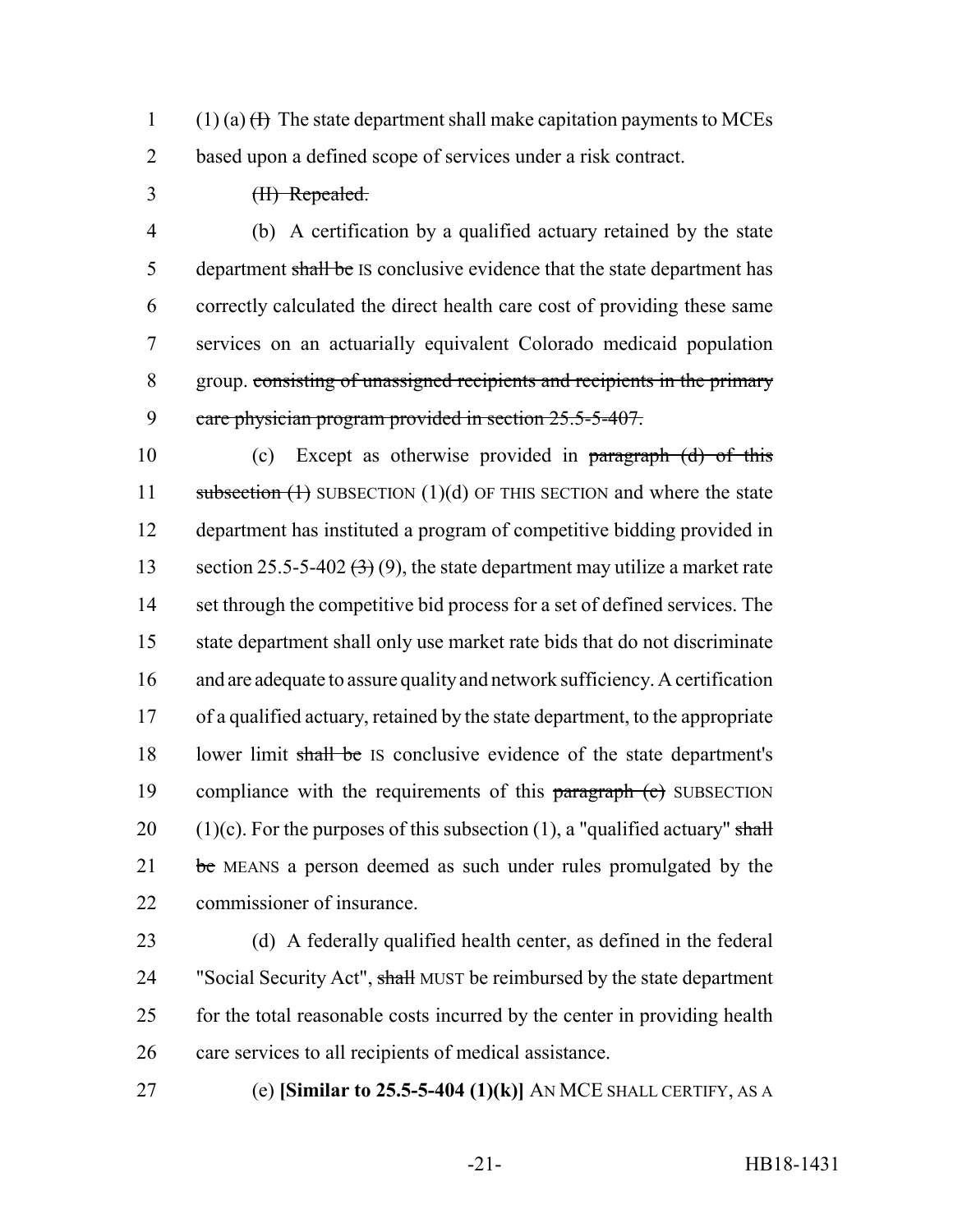(1) (a) ~~(I)~~ The state department shall make capitation payments to MCEs based upon a defined scope of services under a risk contract.

~~(II) Repealed.~~

(b) A certification by a qualified actuary retained by the state department ~~shall be~~ IS conclusive evidence that the state department has correctly calculated the direct health care cost of providing these same services on an actuarially equivalent Colorado medicaid population group. ~~consisting of unassigned recipients and recipients in the primary care physician program provided in section 25.5-5-407.~~

(c) Except as otherwise provided in ~~paragraph (d) of this subsection (1)~~ SUBSECTION (1)(d) OF THIS SECTION and where the state department has instituted a program of competitive bidding provided in section 25.5-5-402 ~~(3)~~ (9), the state department may utilize a market rate set through the competitive bid process for a set of defined services. The state department shall only use market rate bids that do not discriminate and are adequate to assure quality and network sufficiency. A certification of a qualified actuary, retained by the state department, to the appropriate lower limit ~~shall be~~ IS conclusive evidence of the state department's compliance with the requirements of this ~~paragraph (c)~~ SUBSECTION (1)(c). For the purposes of this subsection (1), a "qualified actuary" ~~shall be~~ MEANS a person deemed as such under rules promulgated by the commissioner of insurance.

(d) A federally qualified health center, as defined in the federal "Social Security Act", ~~shall~~ MUST be reimbursed by the state department for the total reasonable costs incurred by the center in providing health care services to all recipients of medical assistance.

(e) **[Similar to 25.5-5-404 (1)(k)]** AN MCE SHALL CERTIFY, AS A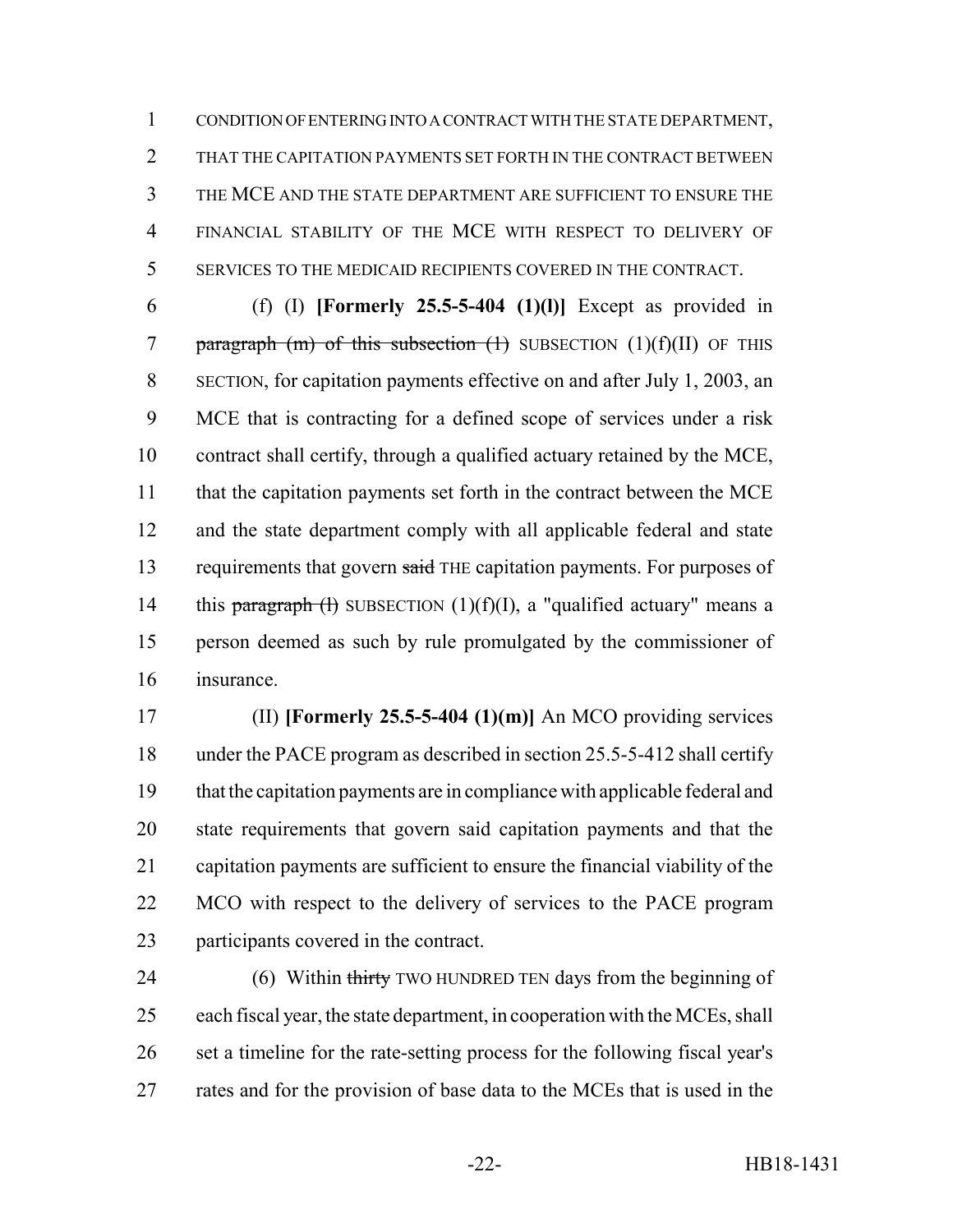CONDITION OF ENTERING INTO A CONTRACT WITH THE STATE DEPARTMENT, THAT THE CAPITATION PAYMENTS SET FORTH IN THE CONTRACT BETWEEN THE MCE AND THE STATE DEPARTMENT ARE SUFFICIENT TO ENSURE THE FINANCIAL STABILITY OF THE MCE WITH RESPECT TO DELIVERY OF SERVICES TO THE MEDICAID RECIPIENTS COVERED IN THE CONTRACT.

(f) (I) **[Formerly 25.5-5-404 (1)(l)]** Except as provided in ~~paragraph (m) of this subsection (1)~~ SUBSECTION (1)(f)(II) OF THIS SECTION, for capitation payments effective on and after July 1, 2003, an MCE that is contracting for a defined scope of services under a risk contract shall certify, through a qualified actuary retained by the MCE, that the capitation payments set forth in the contract between the MCE and the state department comply with all applicable federal and state requirements that govern ~~said~~ THE capitation payments. For purposes of this ~~paragraph (l)~~ SUBSECTION (1)(f)(I), a "qualified actuary" means a person deemed as such by rule promulgated by the commissioner of insurance.

(II) **[Formerly 25.5-5-404 (1)(m)]** An MCO providing services under the PACE program as described in section 25.5-5-412 shall certify that the capitation payments are in compliance with applicable federal and state requirements that govern said capitation payments and that the capitation payments are sufficient to ensure the financial viability of the MCO with respect to the delivery of services to the PACE program participants covered in the contract.

(6) Within ~~thirty~~ TWO HUNDRED TEN days from the beginning of each fiscal year, the state department, in cooperation with the MCEs, shall set a timeline for the rate-setting process for the following fiscal year's rates and for the provision of base data to the MCEs that is used in the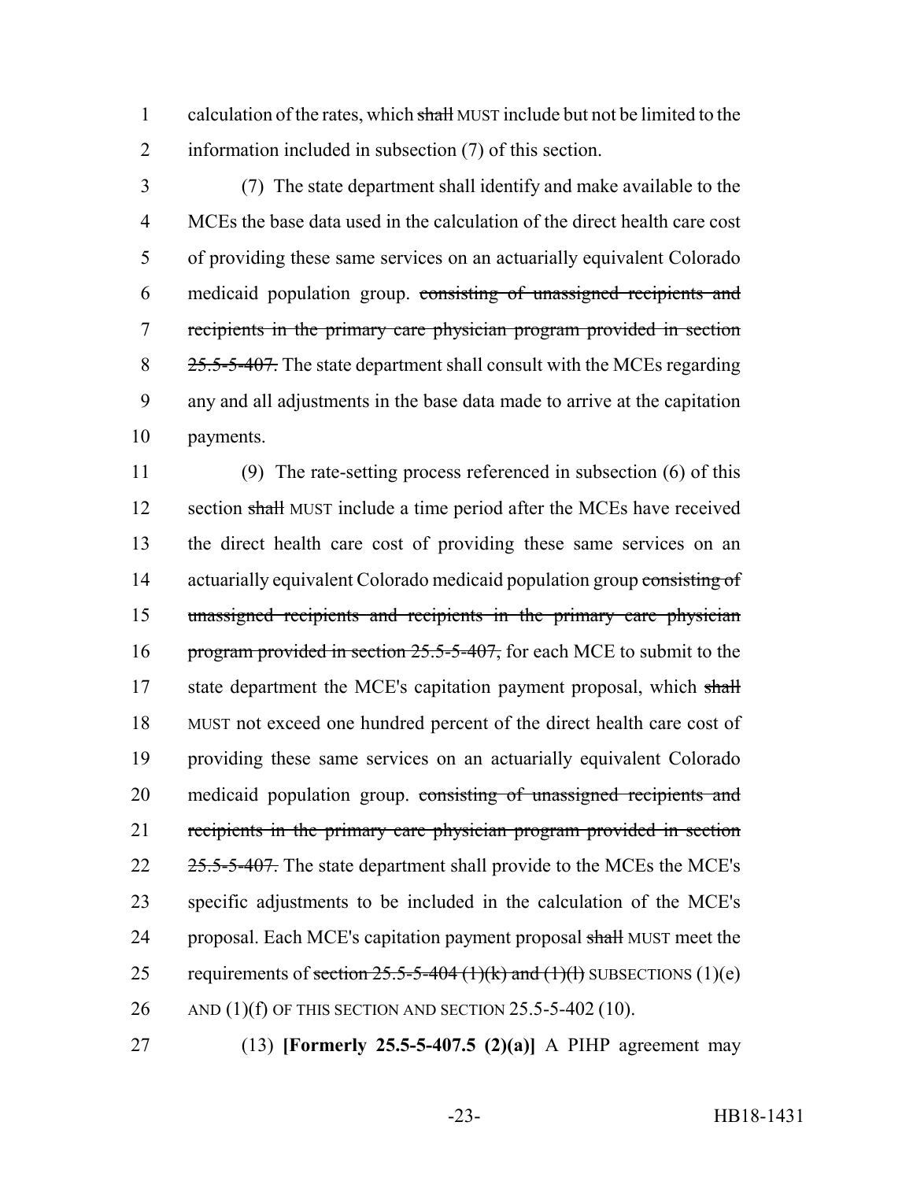calculation of the rates, which ~~shall~~ MUST include but not be limited to the information included in subsection (7) of this section.

(7) The state department shall identify and make available to the MCEs the base data used in the calculation of the direct health care cost of providing these same services on an actuarially equivalent Colorado medicaid population group. ~~consisting of unassigned recipients and recipients in the primary care physician program provided in section 25.5-5-407.~~ The state department shall consult with the MCEs regarding any and all adjustments in the base data made to arrive at the capitation payments.

(9) The rate-setting process referenced in subsection (6) of this section ~~shall~~ MUST include a time period after the MCEs have received the direct health care cost of providing these same services on an actuarially equivalent Colorado medicaid population group ~~consisting of unassigned recipients and recipients in the primary care physician program provided in section 25.5-5-407,~~ for each MCE to submit to the state department the MCE's capitation payment proposal, which ~~shall~~ MUST not exceed one hundred percent of the direct health care cost of providing these same services on an actuarially equivalent Colorado medicaid population group. ~~consisting of unassigned recipients and recipients in the primary care physician program provided in section 25.5-5-407.~~ The state department shall provide to the MCEs the MCE's specific adjustments to be included in the calculation of the MCE's proposal. Each MCE's capitation payment proposal ~~shall~~ MUST meet the requirements of ~~section 25.5-5-404 (1)(k) and (1)(l)~~ SUBSECTIONS (1)(e) AND (1)(f) OF THIS SECTION AND SECTION 25.5-5-402 (10).

(13) **[Formerly 25.5-5-407.5 (2)(a)]** A PIHP agreement may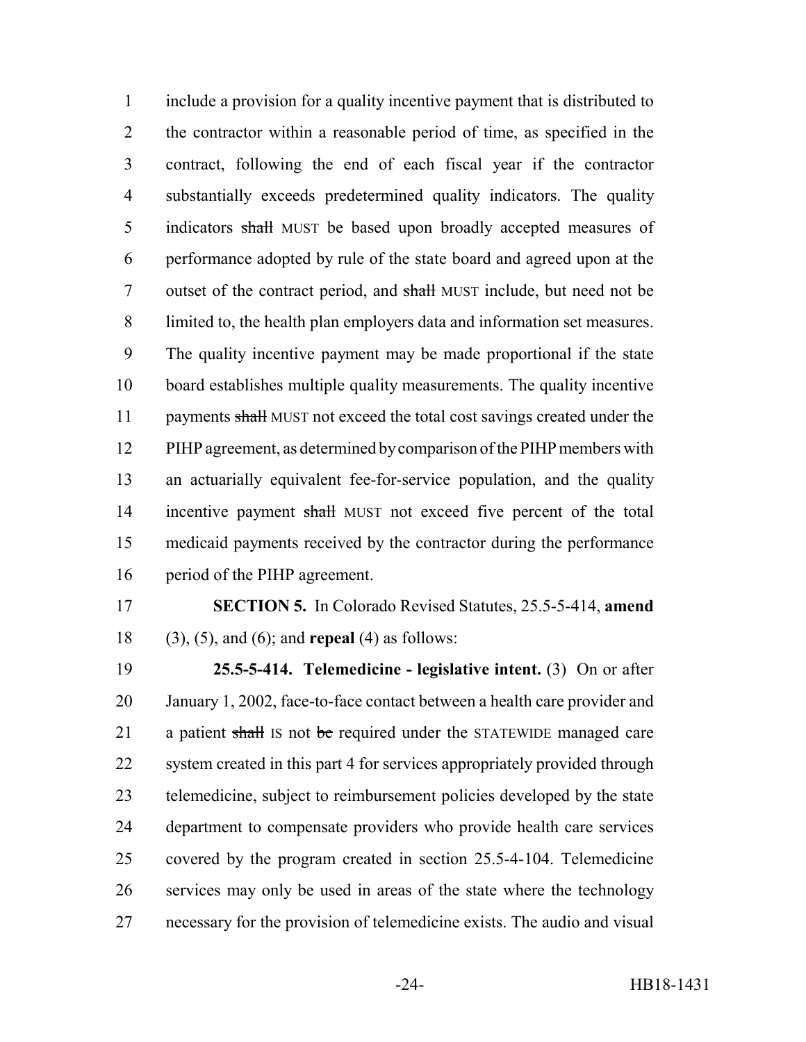include a provision for a quality incentive payment that is distributed to the contractor within a reasonable period of time, as specified in the contract, following the end of each fiscal year if the contractor substantially exceeds predetermined quality indicators. The quality indicators ~~shall~~ MUST be based upon broadly accepted measures of performance adopted by rule of the state board and agreed upon at the outset of the contract period, and ~~shall~~ MUST include, but need not be limited to, the health plan employers data and information set measures. The quality incentive payment may be made proportional if the state board establishes multiple quality measurements. The quality incentive payments ~~shall~~ MUST not exceed the total cost savings created under the PIHP agreement, as determined by comparison of the PIHP members with an actuarially equivalent fee-for-service population, and the quality incentive payment ~~shall~~ MUST not exceed five percent of the total medicaid payments received by the contractor during the performance period of the PIHP agreement.

**SECTION 5.** In Colorado Revised Statutes, 25.5-5-414, **amend** (3), (5), and (6); and **repeal** (4) as follows:

**25.5-5-414. Telemedicine - legislative intent.** (3) On or after January 1, 2002, face-to-face contact between a health care provider and a patient ~~shall~~ IS not ~~be~~ required under the STATEWIDE managed care system created in this part 4 for services appropriately provided through telemedicine, subject to reimbursement policies developed by the state department to compensate providers who provide health care services covered by the program created in section 25.5-4-104. Telemedicine services may only be used in areas of the state where the technology necessary for the provision of telemedicine exists. The audio and visual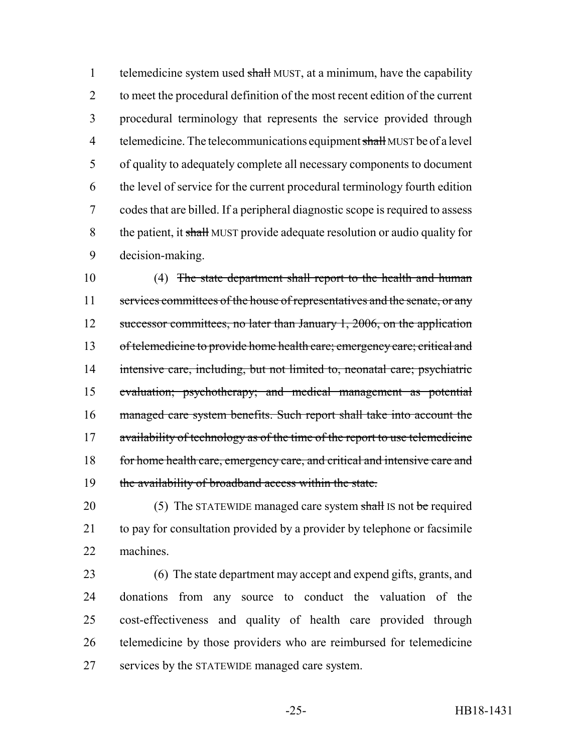telemedicine system used ~~shall~~ MUST, at a minimum, have the capability to meet the procedural definition of the most recent edition of the current procedural terminology that represents the service provided through telemedicine. The telecommunications equipment ~~shall~~ MUST be of a level of quality to adequately complete all necessary components to document the level of service for the current procedural terminology fourth edition codes that are billed. If a peripheral diagnostic scope is required to assess the patient, it ~~shall~~ MUST provide adequate resolution or audio quality for decision-making.

(4) ~~The state department shall report to the health and human services committees of the house of representatives and the senate, or any successor committees, no later than January 1, 2006, on the application of telemedicine to provide home health care; emergency care; critical and intensive care, including, but not limited to, neonatal care; psychiatric evaluation; psychotherapy; and medical management as potential managed care system benefits. Such report shall take into account the availability of technology as of the time of the report to use telemedicine for home health care, emergency care, and critical and intensive care and the availability of broadband access within the state.~~

(5) The STATEWIDE managed care system ~~shall~~ IS not ~~be~~ required to pay for consultation provided by a provider by telephone or facsimile machines.

(6) The state department may accept and expend gifts, grants, and donations from any source to conduct the valuation of the cost-effectiveness and quality of health care provided through telemedicine by those providers who are reimbursed for telemedicine services by the STATEWIDE managed care system.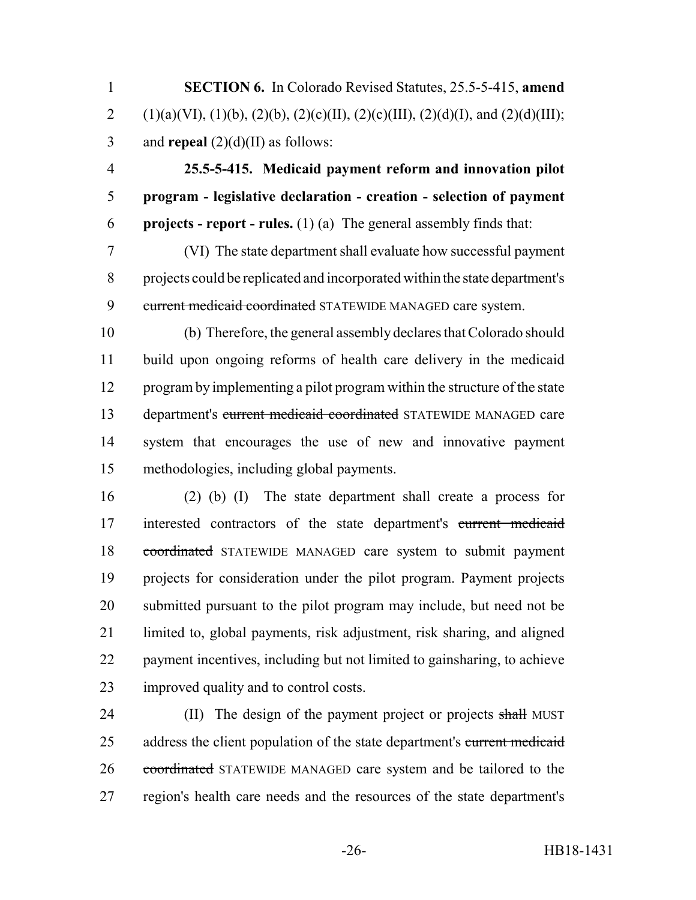**SECTION 6.** In Colorado Revised Statutes, 25.5-5-415, **amend** (1)(a)(VI), (1)(b), (2)(b), (2)(c)(II), (2)(c)(III), (2)(d)(I), and (2)(d)(III); and **repeal** (2)(d)(II) as follows:

**25.5-5-415. Medicaid payment reform and innovation pilot program - legislative declaration - creation - selection of payment projects - report - rules.** (1) (a) The general assembly finds that:

(VI) The state department shall evaluate how successful payment projects could be replicated and incorporated within the state department's ~~current medicaid coordinated~~ STATEWIDE MANAGED care system.

(b) Therefore, the general assembly declares that Colorado should build upon ongoing reforms of health care delivery in the medicaid program by implementing a pilot program within the structure of the state department's ~~current medicaid coordinated~~ STATEWIDE MANAGED care system that encourages the use of new and innovative payment methodologies, including global payments.

(2) (b) (I) The state department shall create a process for interested contractors of the state department's ~~current medicaid coordinated~~ STATEWIDE MANAGED care system to submit payment projects for consideration under the pilot program. Payment projects submitted pursuant to the pilot program may include, but need not be limited to, global payments, risk adjustment, risk sharing, and aligned payment incentives, including but not limited to gainsharing, to achieve improved quality and to control costs.

(II) The design of the payment project or projects ~~shall~~ MUST address the client population of the state department's ~~current medicaid coordinated~~ STATEWIDE MANAGED care system and be tailored to the region's health care needs and the resources of the state department's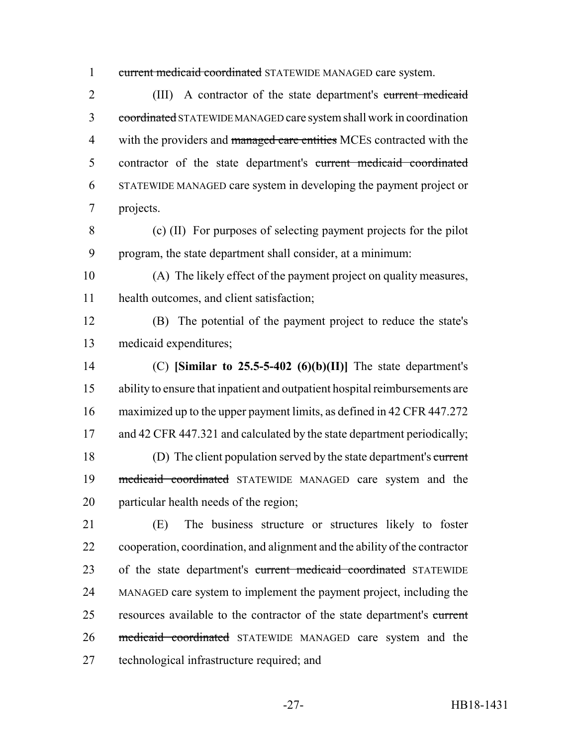~~current medicaid coordinated~~ STATEWIDE MANAGED care system.

(III) A contractor of the state department's ~~current medicaid coordinated~~ STATEWIDE MANAGED care system shall work in coordination with the providers and ~~managed care entities~~ MCEs contracted with the contractor of the state department's ~~current medicaid coordinated~~ STATEWIDE MANAGED care system in developing the payment project or projects.

(c) (II) For purposes of selecting payment projects for the pilot program, the state department shall consider, at a minimum:

(A) The likely effect of the payment project on quality measures, health outcomes, and client satisfaction;

(B) The potential of the payment project to reduce the state's medicaid expenditures;

(C) **[Similar to 25.5-5-402 (6)(b)(II)]** The state department's ability to ensure that inpatient and outpatient hospital reimbursements are maximized up to the upper payment limits, as defined in 42 CFR 447.272 and 42 CFR 447.321 and calculated by the state department periodically;

(D) The client population served by the state department's ~~current medicaid coordinated~~ STATEWIDE MANAGED care system and the particular health needs of the region;

(E) The business structure or structures likely to foster cooperation, coordination, and alignment and the ability of the contractor of the state department's ~~current medicaid coordinated~~ STATEWIDE MANAGED care system to implement the payment project, including the resources available to the contractor of the state department's ~~current medicaid coordinated~~ STATEWIDE MANAGED care system and the technological infrastructure required; and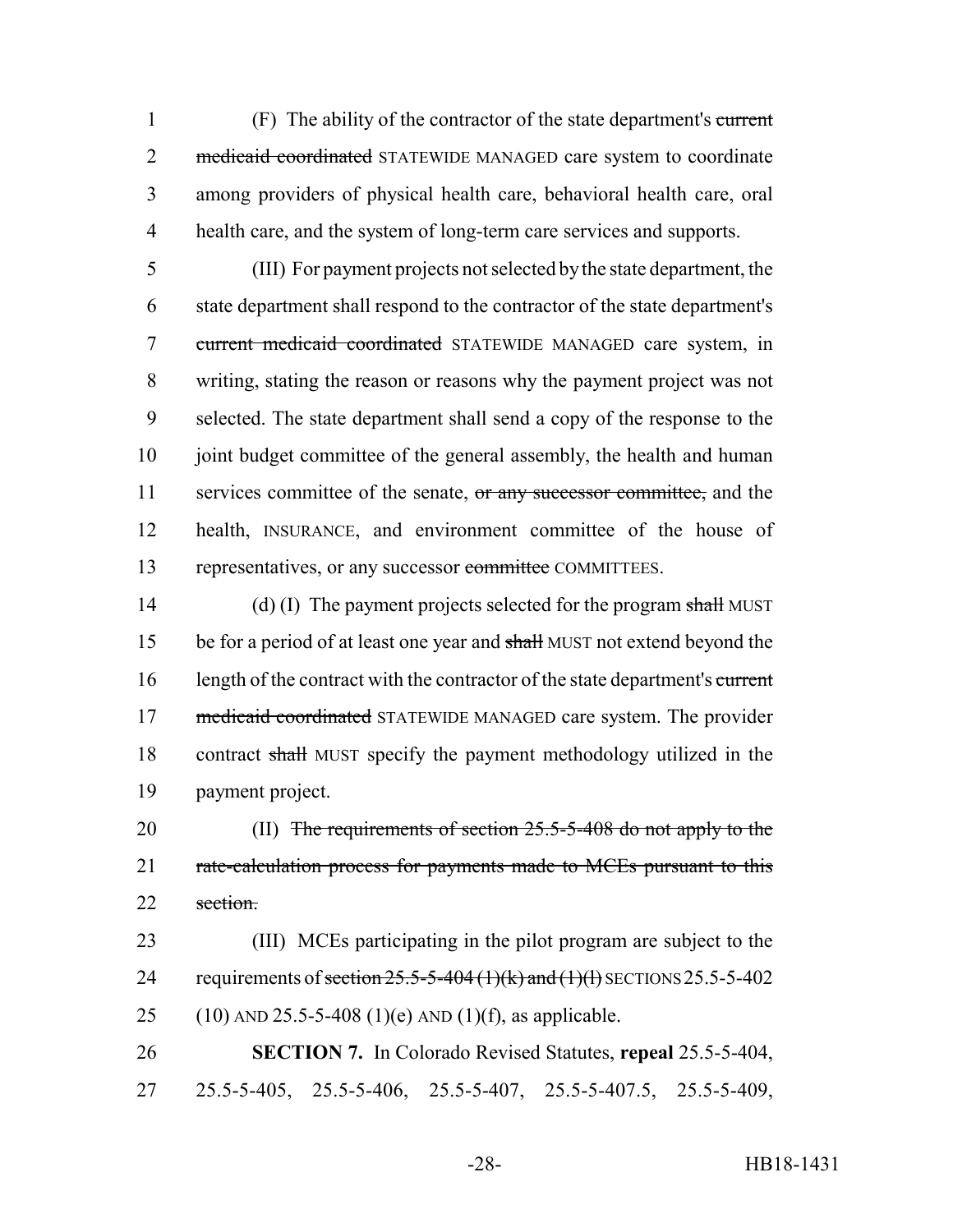(F) The ability of the contractor of the state department's ~~current medicaid coordinated~~ STATEWIDE MANAGED care system to coordinate among providers of physical health care, behavioral health care, oral health care, and the system of long-term care services and supports.

(III) For payment projects not selected by the state department, the state department shall respond to the contractor of the state department's ~~current medicaid coordinated~~ STATEWIDE MANAGED care system, in writing, stating the reason or reasons why the payment project was not selected. The state department shall send a copy of the response to the joint budget committee of the general assembly, the health and human services committee of the senate, ~~or any successor committee,~~ and the health, INSURANCE, and environment committee of the house of representatives, or any successor ~~committee~~ COMMITTEES.

(d) (I) The payment projects selected for the program ~~shall~~ MUST be for a period of at least one year and ~~shall~~ MUST not extend beyond the length of the contract with the contractor of the state department's ~~current medicaid coordinated~~ STATEWIDE MANAGED care system. The provider contract ~~shall~~ MUST specify the payment methodology utilized in the payment project.

(II) ~~The requirements of section 25.5-5-408 do not apply to the rate-calculation process for payments made to MCEs pursuant to this section.~~

(III) MCEs participating in the pilot program are subject to the requirements of ~~section 25.5-5-404 (1)(k) and (1)(l)~~ SECTIONS 25.5-5-402 (10) AND 25.5-5-408 (1)(e) AND (1)(f), as applicable.

**SECTION 7.** In Colorado Revised Statutes, **repeal** 25.5-5-404, 25.5-5-405, 25.5-5-406, 25.5-5-407, 25.5-5-407.5, 25.5-5-409,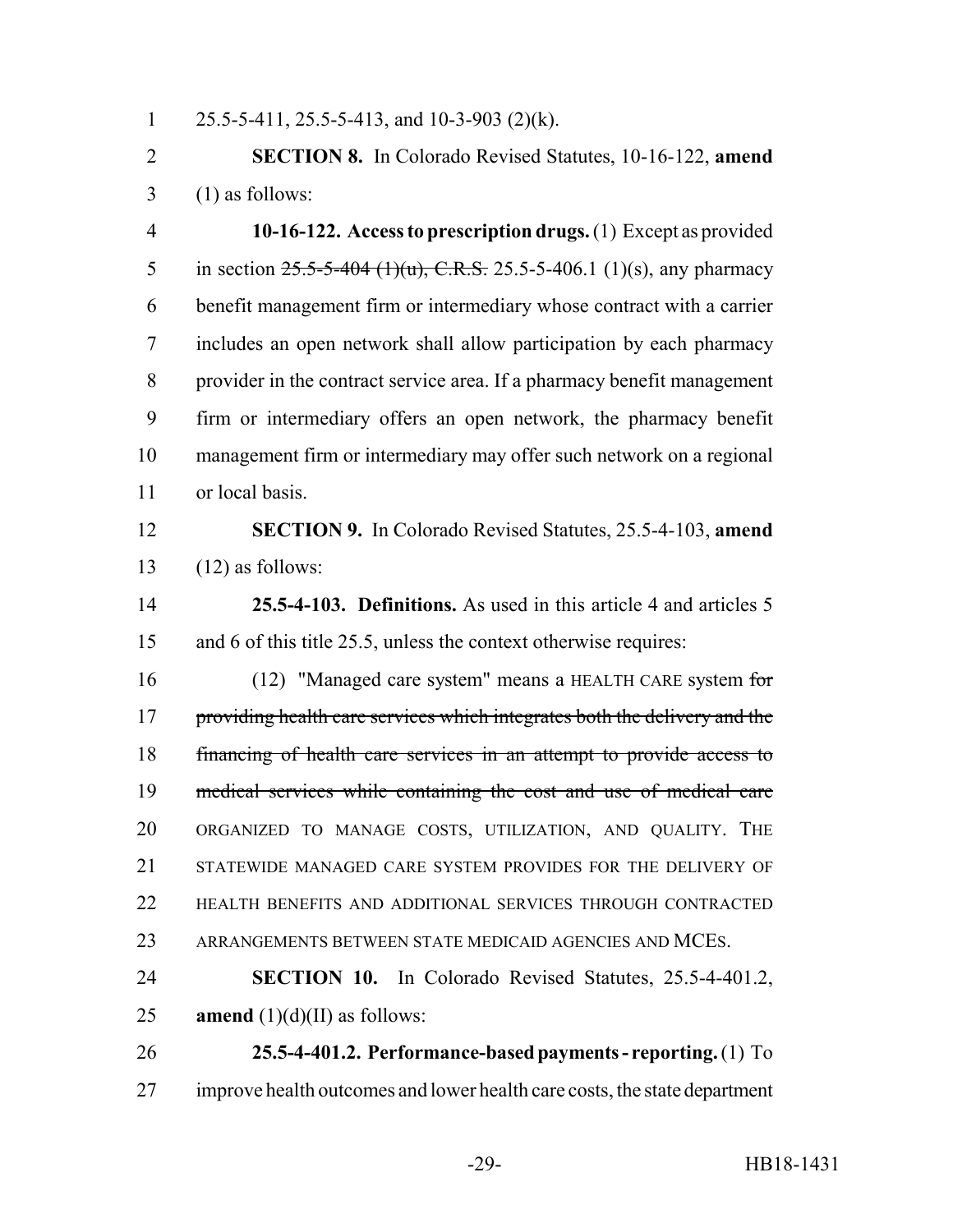25.5-5-411, 25.5-5-413, and 10-3-903 (2)(k).

**SECTION 8.** In Colorado Revised Statutes, 10-16-122, **amend** (1) as follows:

**10-16-122. Access to prescription drugs.** (1) Except as provided in section ~~25.5-5-404 (1)(u), C.R.S.~~ 25.5-5-406.1 (1)(s), any pharmacy benefit management firm or intermediary whose contract with a carrier includes an open network shall allow participation by each pharmacy provider in the contract service area. If a pharmacy benefit management firm or intermediary offers an open network, the pharmacy benefit management firm or intermediary may offer such network on a regional or local basis.

**SECTION 9.** In Colorado Revised Statutes, 25.5-4-103, **amend** (12) as follows:

**25.5-4-103. Definitions.** As used in this article 4 and articles 5 and 6 of this title 25.5, unless the context otherwise requires:

(12) "Managed care system" means a HEALTH CARE system ~~for providing health care services which integrates both the delivery and the financing of health care services in an attempt to provide access to medical services while containing the cost and use of medical care~~ ORGANIZED TO MANAGE COSTS, UTILIZATION, AND QUALITY. THE STATEWIDE MANAGED CARE SYSTEM PROVIDES FOR THE DELIVERY OF HEALTH BENEFITS AND ADDITIONAL SERVICES THROUGH CONTRACTED ARRANGEMENTS BETWEEN STATE MEDICAID AGENCIES AND MCEs.

**SECTION 10.** In Colorado Revised Statutes, 25.5-4-401.2, **amend** (1)(d)(II) as follows:

**25.5-4-401.2. Performance-based payments - reporting.** (1) To improve health outcomes and lower health care costs, the state department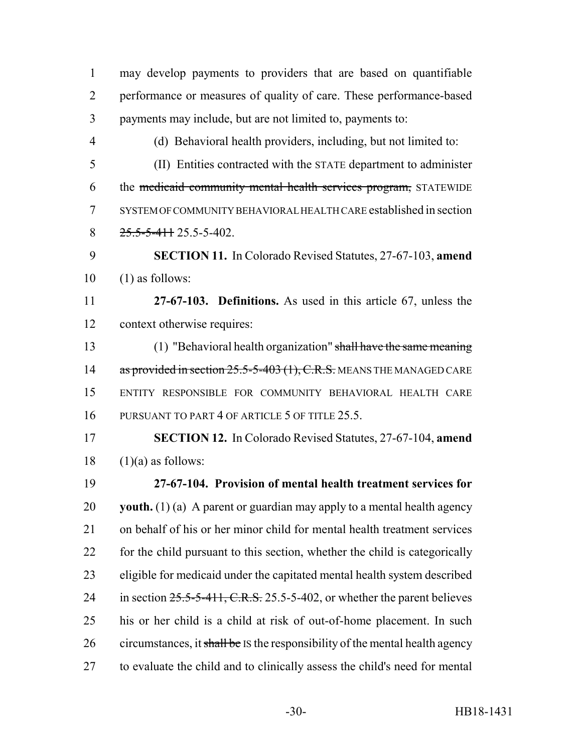may develop payments to providers that are based on quantifiable performance or measures of quality of care. These performance-based payments may include, but are not limited to, payments to:

(d) Behavioral health providers, including, but not limited to:

(II) Entities contracted with the STATE department to administer the ~~medicaid community mental health services program,~~ STATEWIDE SYSTEM OF COMMUNITY BEHAVIORAL HEALTH CARE established in section ~~25.5-5-411~~ 25.5-5-402.

**SECTION 11.** In Colorado Revised Statutes, 27-67-103, **amend** (1) as follows:

**27-67-103. Definitions.** As used in this article 67, unless the context otherwise requires:

(1) "Behavioral health organization" ~~shall have the same meaning as provided in section 25.5-5-403 (1), C.R.S.~~ MEANS THE MANAGED CARE ENTITY RESPONSIBLE FOR COMMUNITY BEHAVIORAL HEALTH CARE PURSUANT TO PART 4 OF ARTICLE 5 OF TITLE 25.5.

**SECTION 12.** In Colorado Revised Statutes, 27-67-104, **amend** (1)(a) as follows:

**27-67-104. Provision of mental health treatment services for youth.** (1) (a) A parent or guardian may apply to a mental health agency on behalf of his or her minor child for mental health treatment services for the child pursuant to this section, whether the child is categorically eligible for medicaid under the capitated mental health system described in section ~~25.5-5-411, C.R.S.~~ 25.5-5-402, or whether the parent believes his or her child is a child at risk of out-of-home placement. In such circumstances, it ~~shall be~~ IS the responsibility of the mental health agency to evaluate the child and to clinically assess the child's need for mental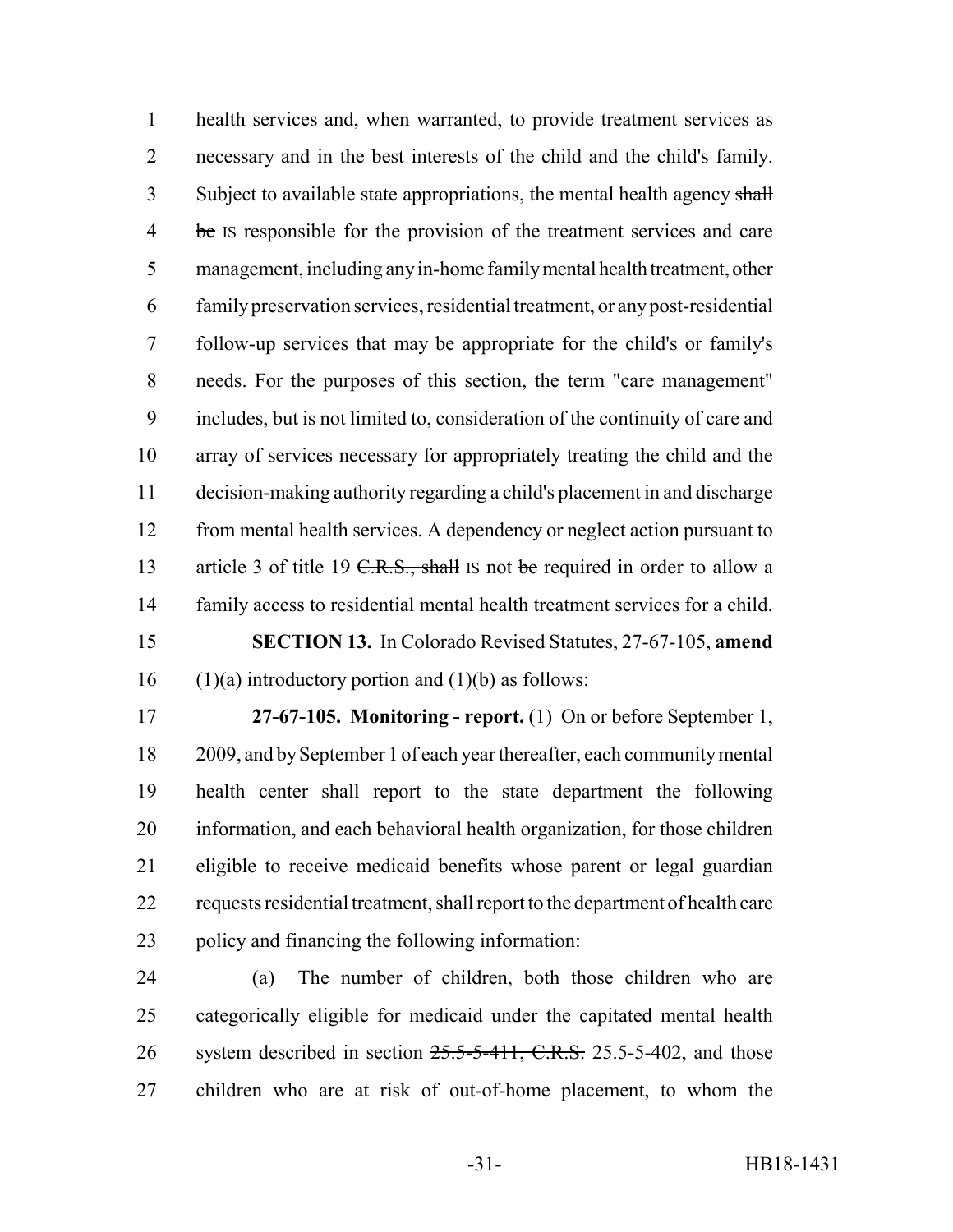health services and, when warranted, to provide treatment services as necessary and in the best interests of the child and the child's family. Subject to available state appropriations, the mental health agency ~~shall be~~ IS responsible for the provision of the treatment services and care management, including any in-home family mental health treatment, other family preservation services, residential treatment, or any post-residential follow-up services that may be appropriate for the child's or family's needs. For the purposes of this section, the term "care management" includes, but is not limited to, consideration of the continuity of care and array of services necessary for appropriately treating the child and the decision-making authority regarding a child's placement in and discharge from mental health services. A dependency or neglect action pursuant to article 3 of title 19 ~~C.R.S., shall~~ IS not ~~be~~ required in order to allow a family access to residential mental health treatment services for a child.

**SECTION 13.** In Colorado Revised Statutes, 27-67-105, **amend** (1)(a) introductory portion and (1)(b) as follows:

**27-67-105. Monitoring - report.** (1) On or before September 1, 2009, and by September 1 of each year thereafter, each community mental health center shall report to the state department the following information, and each behavioral health organization, for those children eligible to receive medicaid benefits whose parent or legal guardian requests residential treatment, shall report to the department of health care policy and financing the following information:

(a) The number of children, both those children who are categorically eligible for medicaid under the capitated mental health system described in section ~~25.5-5-411, C.R.S.~~ 25.5-5-402, and those children who are at risk of out-of-home placement, to whom the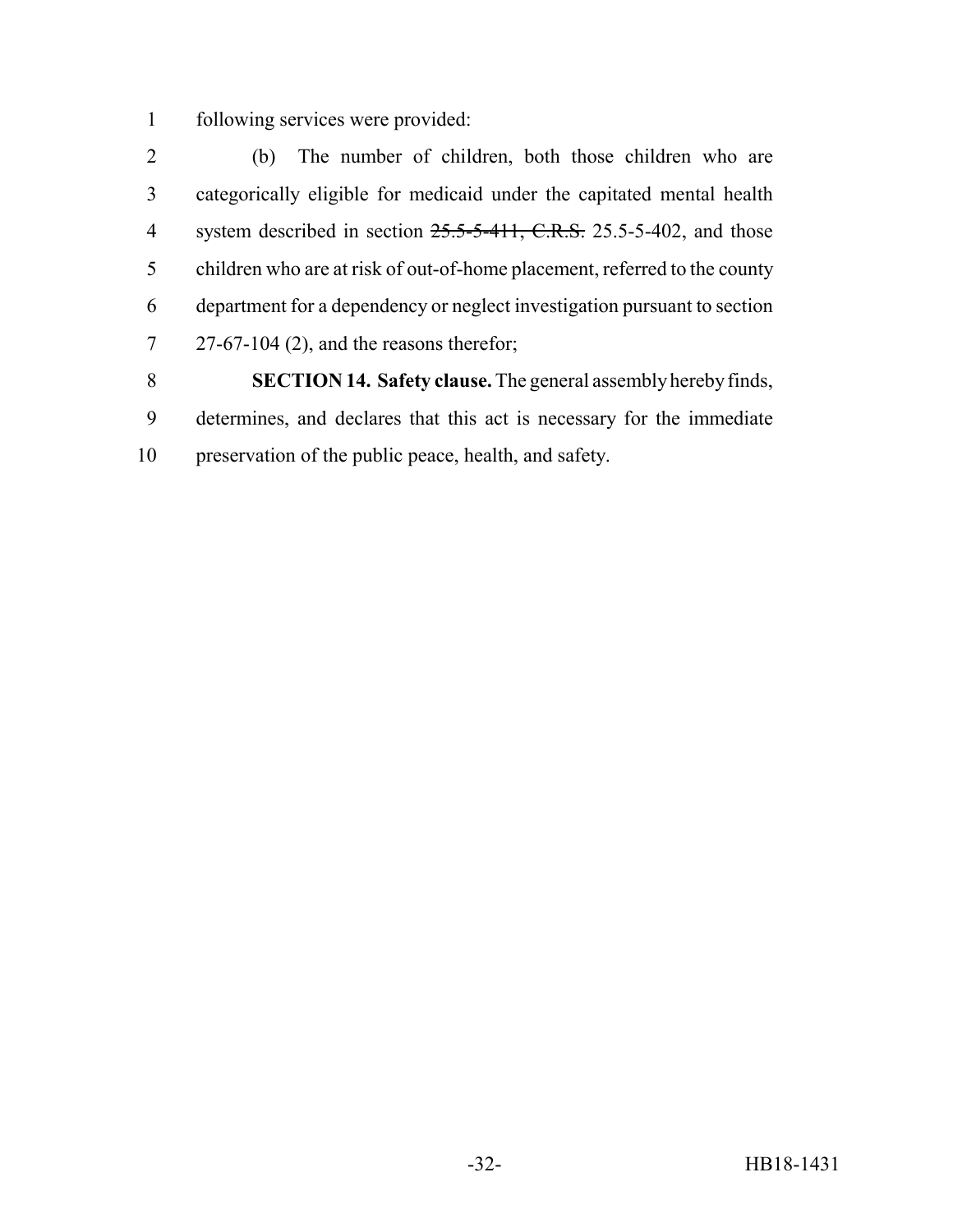following services were provided:

(b) The number of children, both those children who are categorically eligible for medicaid under the capitated mental health system described in section ~~25.5-5-411, C.R.S.~~ 25.5-5-402, and those children who are at risk of out-of-home placement, referred to the county department for a dependency or neglect investigation pursuant to section 27-67-104 (2), and the reasons therefor;

**SECTION 14. Safety clause.** The general assembly hereby finds, determines, and declares that this act is necessary for the immediate preservation of the public peace, health, and safety.